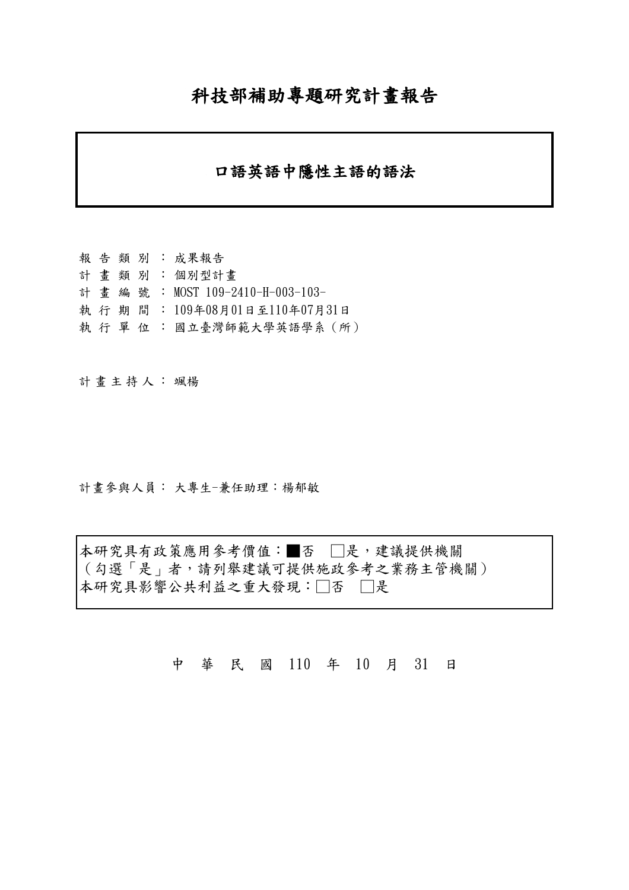# 科技部補助專題研究計畫報告

## 口語英語中隱性主語的語法

報 告 類 別 ： 成果報告
計 畫 類 別 ： 個別型計畫
計 畫 編 號 ： MOST 109-2410-H-003-103-
執 行 期 間 ： 109年08月01日至110年07月31日
執 行 單 位 ： 國立臺灣師範大學英語學系（所）

計 畫 主 持 人 ： 颯楊

計畫參與人員： 大專生-兼任助理：楊郁敏

本研究具有政策應用參考價值：■否 □是，建議提供機關
（勾選「是」者，請列舉建議可提供施政參考之業務主管機關）
本研究具影響公共利益之重大發現：□否 □是

中 華 民 國 110 年 10 月 31 日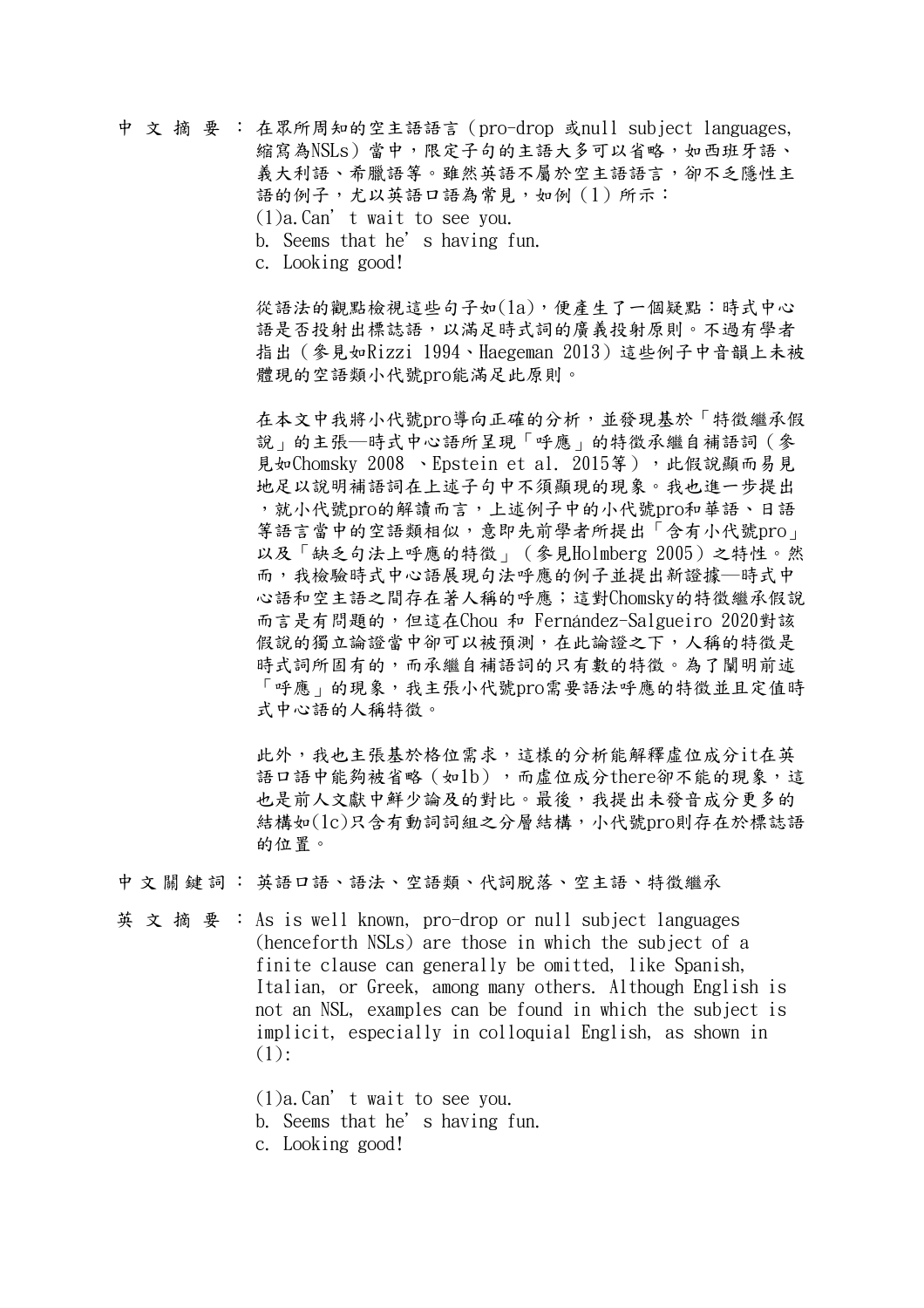中 文 摘 要 ： 在眾所周知的空主語語言（pro-drop 或null subject languages, 縮寫為NSLs）當中，限定子句的主語大多可以省略，如西班牙語、義大利語、希臘語等。雖然英語不屬於空主語語言，卻不乏隱性主語的例子，尤以英語口語為常見，如例（1）所示：

(1)a. Can’ t wait to see you.
b. Seems that he’ s having fun.
c. Looking good!

從語法的觀點檢視這些句子如(1a)，便產生了一個疑點：時式中心語是否投射出標誌語，以滿足時式詞的廣義投射原則。不過有學者指出（參見如Rizzi 1994、Haegeman 2013）這些例子中音韻上未被體現的空語類小代號pro能滿足此原則。

在本文中我將小代號pro導向正確的分析，並發現基於「特徵繼承假說」的主張—時式中心語所呈現「呼應」的特徵承繼自補語詞（參見如Chomsky 2008 、Epstein et al. 2015等），此假說顯而易見地足以說明補語詞在上述子句中不須顯現的現象。我也進一步提出，就小代號pro的解讀而言，上述例子中的小代號pro和華語、日語等語言當中的空語類相似，意即先前學者所提出「含有小代號pro」以及「缺乏句法上呼應的特徵」（參見Holmberg 2005）之特性。然而，我檢驗時式中心語展現句法呼應的例子並提出新證據—時式中心語和空主語之間存在著人稱的呼應；這對Chomsky的特徵繼承假說而言是有問題的，但這在Chou 和 Fernández-Salgueiro 2020對該假說的獨立論證當中卻可以被預測，在此論證之下，人稱的特徵是時式詞所固有的，而承繼自補語詞的只有數的特徵。為了闡明前述「呼應」的現象，我主張小代號pro需要語法呼應的特徵並且定值時式中心語的人稱特徵。

此外，我也主張基於格位需求，這樣的分析能解釋虛位成分it在英語口語中能夠被省略（如1b），而虛位成分there卻不能的現象，這也是前人文獻中鮮少論及的對比。最後，我提出未發音成分更多的結構如(1c)只含有動詞詞組之分層結構，小代號pro則存在於標誌語的位置。

中 文 關 鍵 詞 ： 英語口語、語法、空語類、代詞脫落、空主語、特徵繼承

英 文 摘 要 ： As is well known, pro-drop or null subject languages (henceforth NSLs) are those in which the subject of a finite clause can generally be omitted, like Spanish, Italian, or Greek, among many others. Although English is not an NSL, examples can be found in which the subject is implicit, especially in colloquial English, as shown in (1):

(1)a. Can’ t wait to see you.
b. Seems that he’ s having fun.
c. Looking good!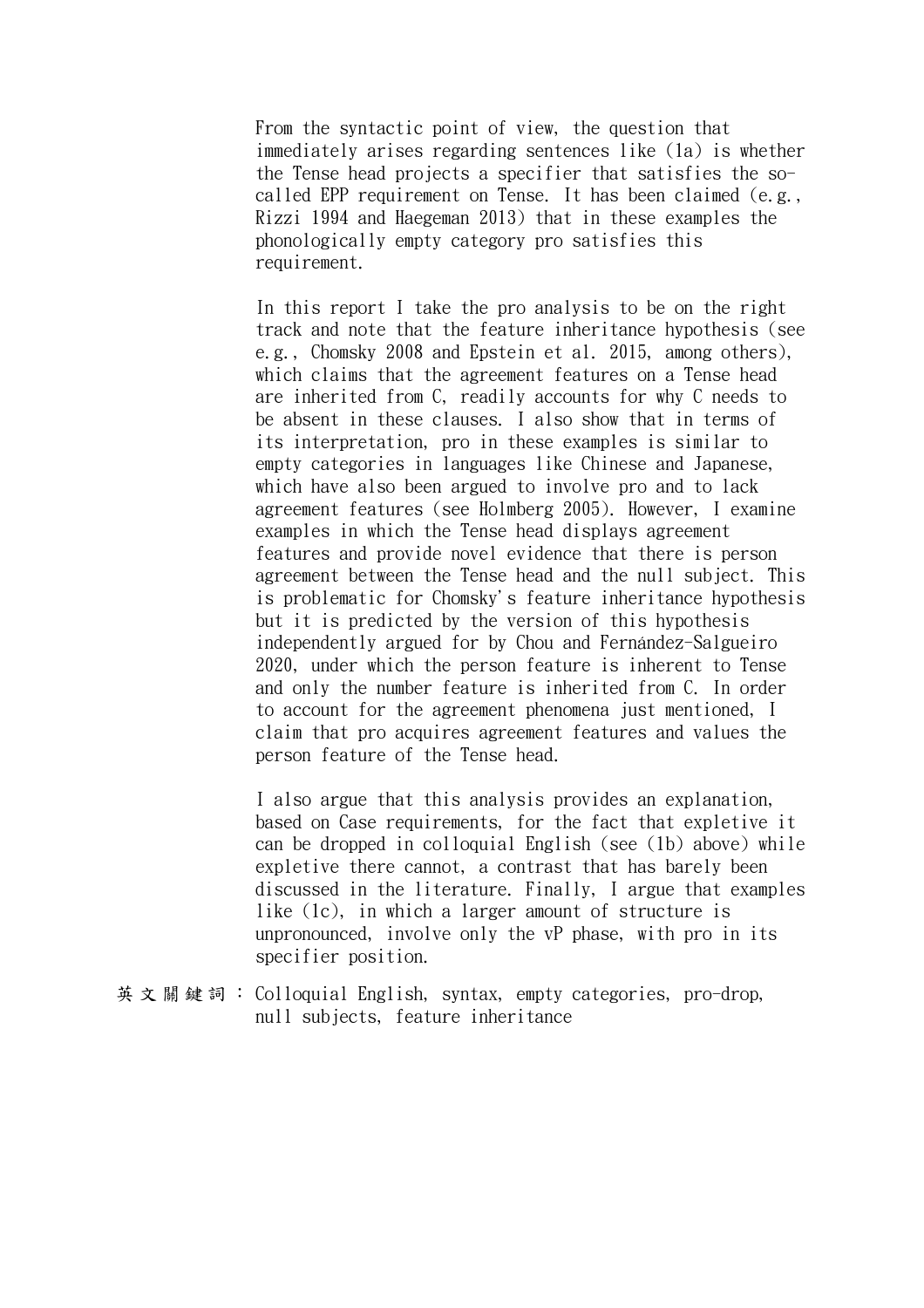From the syntactic point of view, the question that immediately arises regarding sentences like (1a) is whether the Tense head projects a specifier that satisfies the so-called EPP requirement on Tense. It has been claimed (e.g., Rizzi 1994 and Haegeman 2013) that in these examples the phonologically empty category pro satisfies this requirement.

In this report I take the pro analysis to be on the right track and note that the feature inheritance hypothesis (see e.g., Chomsky 2008 and Epstein et al. 2015, among others), which claims that the agreement features on a Tense head are inherited from C, readily accounts for why C needs to be absent in these clauses. I also show that in terms of its interpretation, pro in these examples is similar to empty categories in languages like Chinese and Japanese, which have also been argued to involve pro and to lack agreement features (see Holmberg 2005). However, I examine examples in which the Tense head displays agreement features and provide novel evidence that there is person agreement between the Tense head and the null subject. This is problematic for Chomsky's feature inheritance hypothesis but it is predicted by the version of this hypothesis independently argued for by Chou and Fernández-Salgueiro 2020, under which the person feature is inherent to Tense and only the number feature is inherited from C. In order to account for the agreement phenomena just mentioned, I claim that pro acquires agreement features and values the person feature of the Tense head.

I also argue that this analysis provides an explanation, based on Case requirements, for the fact that expletive it can be dropped in colloquial English (see (1b) above) while expletive there cannot, a contrast that has barely been discussed in the literature. Finally, I argue that examples like (1c), in which a larger amount of structure is unpronounced, involve only the vP phase, with pro in its specifier position.

英文關鍵詞： Colloquial English, syntax, empty categories, pro-drop, null subjects, feature inheritance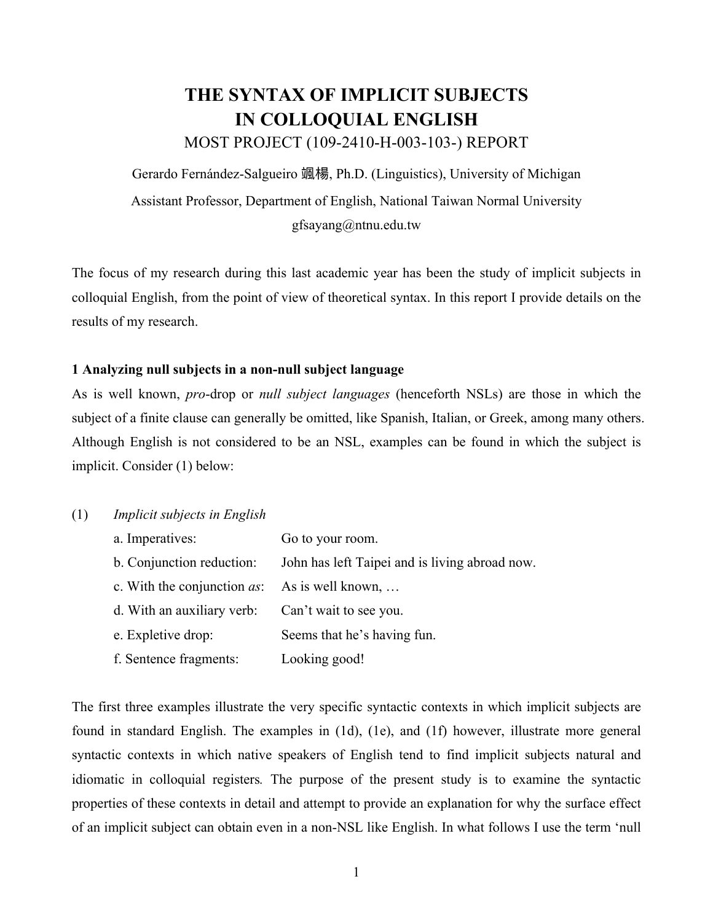# THE SYNTAX OF IMPLICIT SUBJECTS IN COLLOQUIAL ENGLISH

MOST PROJECT (109-2410-H-003-103-) REPORT

Gerardo Fernández-Salgueiro 颯楊, Ph.D. (Linguistics), University of Michigan

Assistant Professor, Department of English, National Taiwan Normal University

gfsayang@ntnu.edu.tw

The focus of my research during this last academic year has been the study of implicit subjects in colloquial English, from the point of view of theoretical syntax. In this report I provide details on the results of my research.

### 1 Analyzing null subjects in a non-null subject language

As is well known, *pro*-drop or *null subject languages* (henceforth NSLs) are those in which the subject of a finite clause can generally be omitted, like Spanish, Italian, or Greek, among many others. Although English is not considered to be an NSL, examples can be found in which the subject is implicit. Consider (1) below:

(1) *Implicit subjects in English*

| | |
|---|---|
| a. Imperatives: | Go to your room. |
| b. Conjunction reduction: | John has left Taipei and is living abroad now. |
| c. With the conjunction *as*: | As is well known, … |
| d. With an auxiliary verb: | Can't wait to see you. |
| e. Expletive drop: | Seems that he's having fun. |
| f. Sentence fragments: | Looking good! |

The first three examples illustrate the very specific syntactic contexts in which implicit subjects are found in standard English. The examples in (1d), (1e), and (1f) however, illustrate more general syntactic contexts in which native speakers of English tend to find implicit subjects natural and idiomatic in colloquial registers. The purpose of the present study is to examine the syntactic properties of these contexts in detail and attempt to provide an explanation for why the surface effect of an implicit subject can obtain even in a non-NSL like English. In what follows I use the term 'null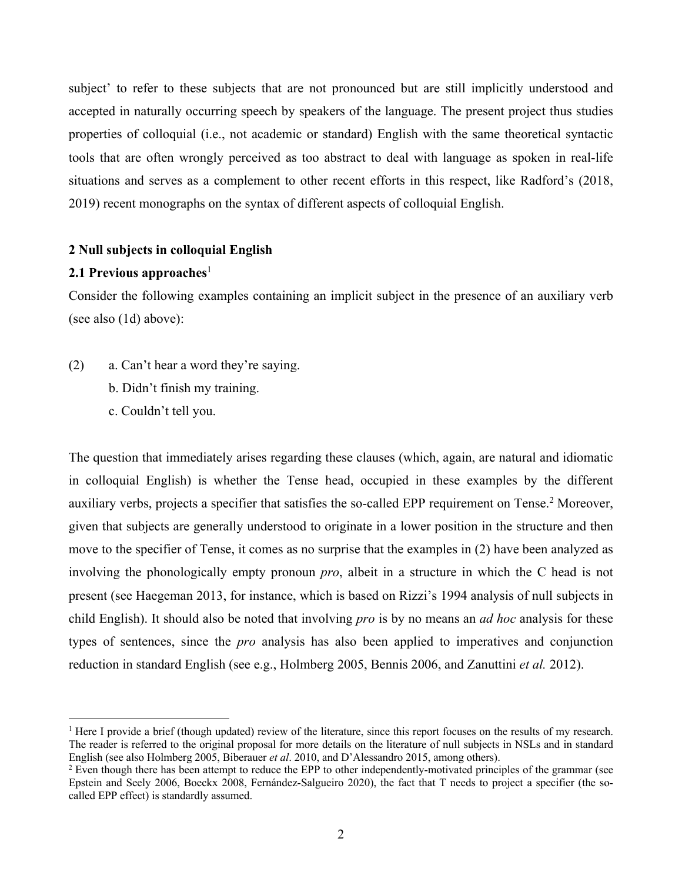subject' to refer to these subjects that are not pronounced but are still implicitly understood and accepted in naturally occurring speech by speakers of the language. The present project thus studies properties of colloquial (i.e., not academic or standard) English with the same theoretical syntactic tools that are often wrongly perceived as too abstract to deal with language as spoken in real-life situations and serves as a complement to other recent efforts in this respect, like Radford's (2018, 2019) recent monographs on the syntax of different aspects of colloquial English.

## 2 Null subjects in colloquial English

### 2.1 Previous approaches[1]

Consider the following examples containing an implicit subject in the presence of an auxiliary verb (see also (1d) above):

(2) a. Can't hear a word they're saying.
 b. Didn't finish my training.
 c. Couldn't tell you.

The question that immediately arises regarding these clauses (which, again, are natural and idiomatic in colloquial English) is whether the Tense head, occupied in these examples by the different auxiliary verbs, projects a specifier that satisfies the so-called EPP requirement on Tense.[2] Moreover, given that subjects are generally understood to originate in a lower position in the structure and then move to the specifier of Tense, it comes as no surprise that the examples in (2) have been analyzed as involving the phonologically empty pronoun *pro*, albeit in a structure in which the C head is not present (see Haegeman 2013, for instance, which is based on Rizzi's 1994 analysis of null subjects in child English). It should also be noted that involving *pro* is by no means an *ad hoc* analysis for these types of sentences, since the *pro* analysis has also been applied to imperatives and conjunction reduction in standard English (see e.g., Holmberg 2005, Bennis 2006, and Zanuttini *et al.* 2012).

[1] Here I provide a brief (though updated) review of the literature, since this report focuses on the results of my research. The reader is referred to the original proposal for more details on the literature of null subjects in NSLs and in standard English (see also Holmberg 2005, Biberauer *et al*. 2010, and D'Alessandro 2015, among others).

[2] Even though there has been attempt to reduce the EPP to other independently-motivated principles of the grammar (see Epstein and Seely 2006, Boeckx 2008, Fernández-Salgueiro 2020), the fact that T needs to project a specifier (the so-called EPP effect) is standardly assumed.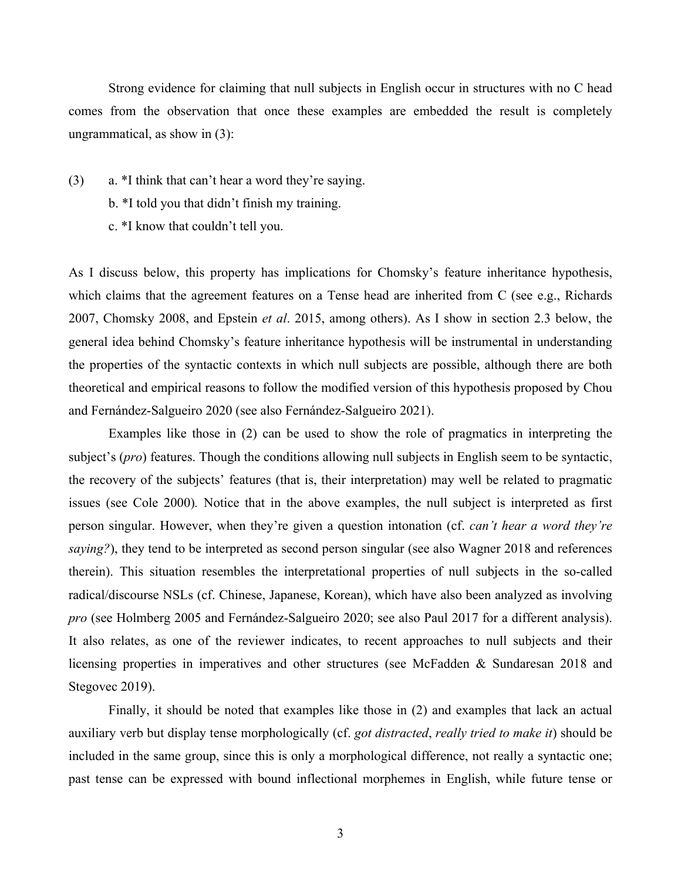Strong evidence for claiming that null subjects in English occur in structures with no C head comes from the observation that once these examples are embedded the result is completely ungrammatical, as show in (3):

(3) a. *I think that can't hear a word they're saying.
    b. *I told you that didn't finish my training.
    c. *I know that couldn't tell you.

As I discuss below, this property has implications for Chomsky's feature inheritance hypothesis, which claims that the agreement features on a Tense head are inherited from C (see e.g., Richards 2007, Chomsky 2008, and Epstein *et al*. 2015, among others). As I show in section 2.3 below, the general idea behind Chomsky's feature inheritance hypothesis will be instrumental in understanding the properties of the syntactic contexts in which null subjects are possible, although there are both theoretical and empirical reasons to follow the modified version of this hypothesis proposed by Chou and Fernández-Salgueiro 2020 (see also Fernández-Salgueiro 2021).

Examples like those in (2) can be used to show the role of pragmatics in interpreting the subject's (*pro*) features. Though the conditions allowing null subjects in English seem to be syntactic, the recovery of the subjects' features (that is, their interpretation) may well be related to pragmatic issues (see Cole 2000). Notice that in the above examples, the null subject is interpreted as first person singular. However, when they're given a question intonation (cf. *can't hear a word they're saying?*), they tend to be interpreted as second person singular (see also Wagner 2018 and references therein). This situation resembles the interpretational properties of null subjects in the so-called radical/discourse NSLs (cf. Chinese, Japanese, Korean), which have also been analyzed as involving *pro* (see Holmberg 2005 and Fernández-Salgueiro 2020; see also Paul 2017 for a different analysis). It also relates, as one of the reviewer indicates, to recent approaches to null subjects and their licensing properties in imperatives and other structures (see McFadden & Sundaresan 2018 and Stegovec 2019).

Finally, it should be noted that examples like those in (2) and examples that lack an actual auxiliary verb but display tense morphologically (cf. *got distracted*, *really tried to make it*) should be included in the same group, since this is only a morphological difference, not really a syntactic one; past tense can be expressed with bound inflectional morphemes in English, while future tense or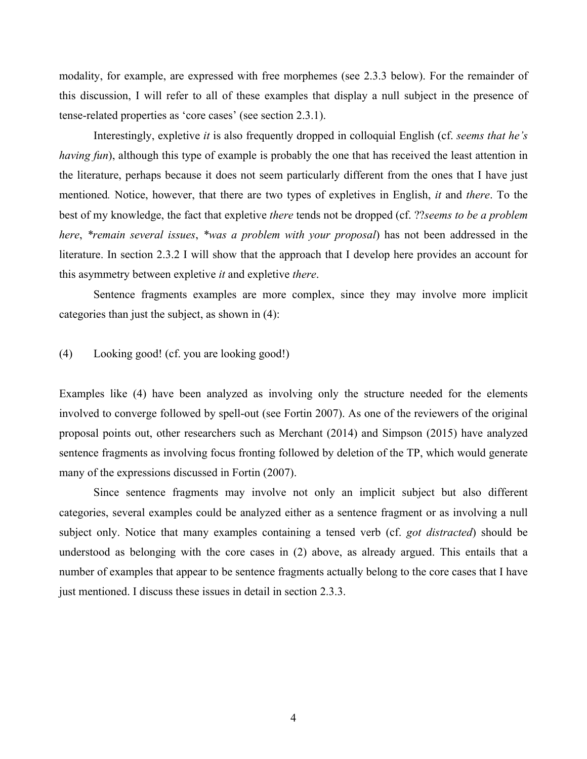modality, for example, are expressed with free morphemes (see 2.3.3 below). For the remainder of this discussion, I will refer to all of these examples that display a null subject in the presence of tense-related properties as 'core cases' (see section 2.3.1).

Interestingly, expletive *it* is also frequently dropped in colloquial English (cf. *seems that he's having fun*), although this type of example is probably the one that has received the least attention in the literature, perhaps because it does not seem particularly different from the ones that I have just mentioned. Notice, however, that there are two types of expletives in English, *it* and *there*. To the best of my knowledge, the fact that expletive *there* tends not be dropped (cf. ??*seems to be a problem here*, \**remain several issues*, \**was a problem with your proposal*) has not been addressed in the literature. In section 2.3.2 I will show that the approach that I develop here provides an account for this asymmetry between expletive *it* and expletive *there*.

Sentence fragments examples are more complex, since they may involve more implicit categories than just the subject, as shown in (4):

(4) Looking good! (cf. you are looking good!)

Examples like (4) have been analyzed as involving only the structure needed for the elements involved to converge followed by spell-out (see Fortin 2007). As one of the reviewers of the original proposal points out, other researchers such as Merchant (2014) and Simpson (2015) have analyzed sentence fragments as involving focus fronting followed by deletion of the TP, which would generate many of the expressions discussed in Fortin (2007).

Since sentence fragments may involve not only an implicit subject but also different categories, several examples could be analyzed either as a sentence fragment or as involving a null subject only. Notice that many examples containing a tensed verb (cf. *got distracted*) should be understood as belonging with the core cases in (2) above, as already argued. This entails that a number of examples that appear to be sentence fragments actually belong to the core cases that I have just mentioned. I discuss these issues in detail in section 2.3.3.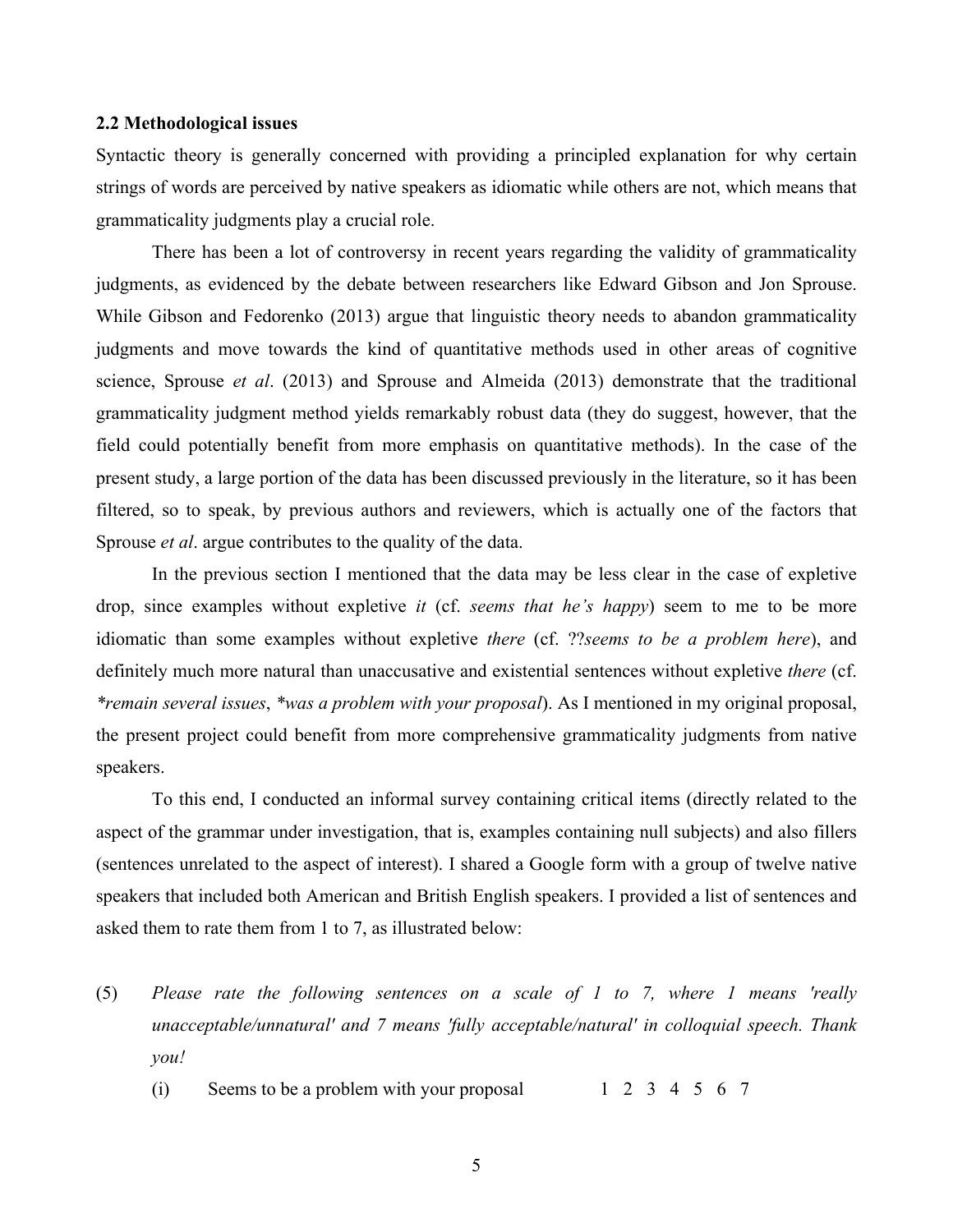### 2.2 Methodological issues

Syntactic theory is generally concerned with providing a principled explanation for why certain strings of words are perceived by native speakers as idiomatic while others are not, which means that grammaticality judgments play a crucial role.

There has been a lot of controversy in recent years regarding the validity of grammaticality judgments, as evidenced by the debate between researchers like Edward Gibson and Jon Sprouse. While Gibson and Fedorenko (2013) argue that linguistic theory needs to abandon grammaticality judgments and move towards the kind of quantitative methods used in other areas of cognitive science, Sprouse *et al*. (2013) and Sprouse and Almeida (2013) demonstrate that the traditional grammaticality judgment method yields remarkably robust data (they do suggest, however, that the field could potentially benefit from more emphasis on quantitative methods). In the case of the present study, a large portion of the data has been discussed previously in the literature, so it has been filtered, so to speak, by previous authors and reviewers, which is actually one of the factors that Sprouse *et al*. argue contributes to the quality of the data.

In the previous section I mentioned that the data may be less clear in the case of expletive drop, since examples without expletive *it* (cf. *seems that he's happy*) seem to me to be more idiomatic than some examples without expletive *there* (cf. ??*seems to be a problem here*), and definitely much more natural than unaccusative and existential sentences without expletive *there* (cf. *\*remain several issues*, *\*was a problem with your proposal*). As I mentioned in my original proposal, the present project could benefit from more comprehensive grammaticality judgments from native speakers.

To this end, I conducted an informal survey containing critical items (directly related to the aspect of the grammar under investigation, that is, examples containing null subjects) and also fillers (sentences unrelated to the aspect of interest). I shared a Google form with a group of twelve native speakers that included both American and British English speakers. I provided a list of sentences and asked them to rate them from 1 to 7, as illustrated below:

(5) *Please rate the following sentences on a scale of 1 to 7, where 1 means 'really unacceptable/unnatural' and 7 means 'fully acceptable/natural' in colloquial speech. Thank you!*

(i) Seems to be a problem with your proposal 1 2 3 4 5 6 7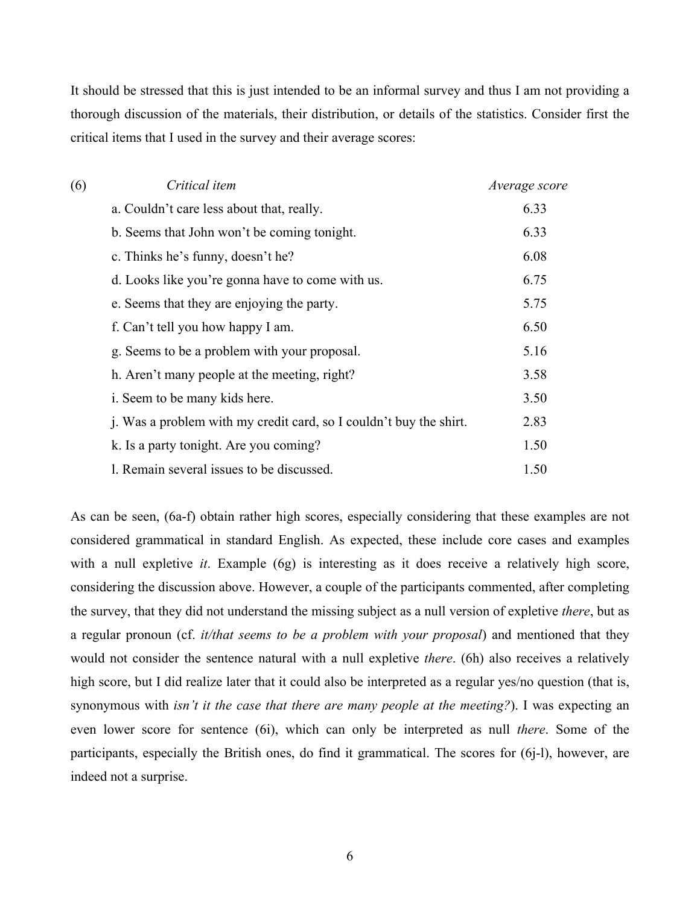It should be stressed that this is just intended to be an informal survey and thus I am not providing a thorough discussion of the materials, their distribution, or details of the statistics. Consider first the critical items that I used in the survey and their average scores:

| (6) | *Critical item* | *Average score* |
|---|---|---|
| | a. Couldn't care less about that, really. | 6.33 |
| | b. Seems that John won't be coming tonight. | 6.33 |
| | c. Thinks he's funny, doesn't he? | 6.08 |
| | d. Looks like you're gonna have to come with us. | 6.75 |
| | e. Seems that they are enjoying the party. | 5.75 |
| | f. Can't tell you how happy I am. | 6.50 |
| | g. Seems to be a problem with your proposal. | 5.16 |
| | h. Aren't many people at the meeting, right? | 3.58 |
| | i. Seem to be many kids here. | 3.50 |
| | j. Was a problem with my credit card, so I couldn't buy the shirt. | 2.83 |
| | k. Is a party tonight. Are you coming? | 1.50 |
| | l. Remain several issues to be discussed. | 1.50 |

As can be seen, (6a-f) obtain rather high scores, especially considering that these examples are not considered grammatical in standard English. As expected, these include core cases and examples with a null expletive *it*. Example (6g) is interesting as it does receive a relatively high score, considering the discussion above. However, a couple of the participants commented, after completing the survey, that they did not understand the missing subject as a null version of expletive *there*, but as a regular pronoun (cf. *it/that seems to be a problem with your proposal*) and mentioned that they would not consider the sentence natural with a null expletive *there*. (6h) also receives a relatively high score, but I did realize later that it could also be interpreted as a regular yes/no question (that is, synonymous with *isn't it the case that there are many people at the meeting?*). I was expecting an even lower score for sentence (6i), which can only be interpreted as null *there*. Some of the participants, especially the British ones, do find it grammatical. The scores for (6j-l), however, are indeed not a surprise.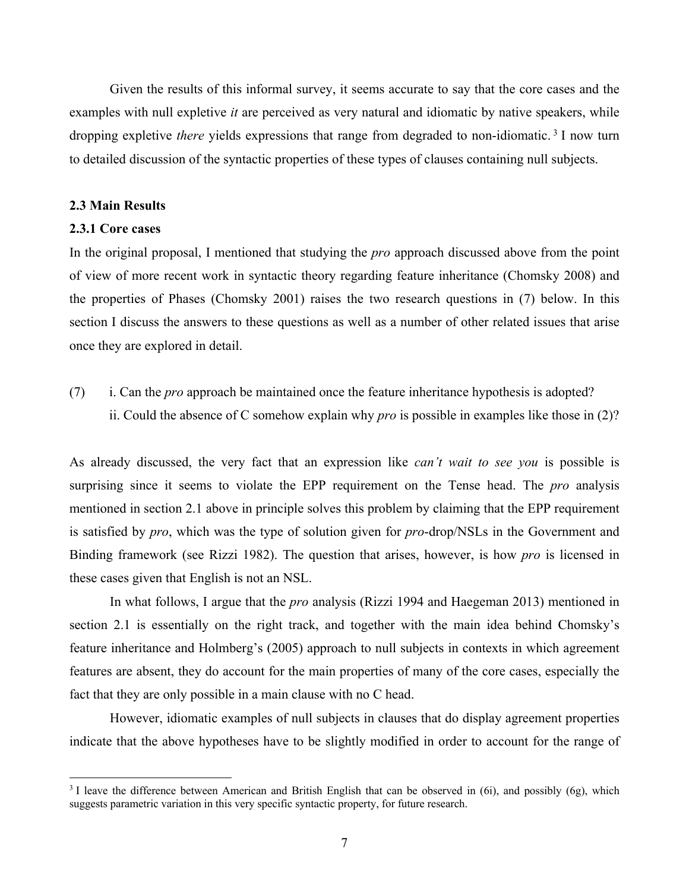Given the results of this informal survey, it seems accurate to say that the core cases and the examples with null expletive *it* are perceived as very natural and idiomatic by native speakers, while dropping expletive *there* yields expressions that range from degraded to non-idiomatic.[3] I now turn to detailed discussion of the syntactic properties of these types of clauses containing null subjects.

**2.3 Main Results**

**2.3.1 Core cases**

In the original proposal, I mentioned that studying the *pro* approach discussed above from the point of view of more recent work in syntactic theory regarding feature inheritance (Chomsky 2008) and the properties of Phases (Chomsky 2001) raises the two research questions in (7) below. In this section I discuss the answers to these questions as well as a number of other related issues that arise once they are explored in detail.

(7) i. Can the *pro* approach be maintained once the feature inheritance hypothesis is adopted?
ii. Could the absence of C somehow explain why *pro* is possible in examples like those in (2)?

As already discussed, the very fact that an expression like *can't wait to see you* is possible is surprising since it seems to violate the EPP requirement on the Tense head. The *pro* analysis mentioned in section 2.1 above in principle solves this problem by claiming that the EPP requirement is satisfied by *pro*, which was the type of solution given for *pro*-drop/NSLs in the Government and Binding framework (see Rizzi 1982). The question that arises, however, is how *pro* is licensed in these cases given that English is not an NSL.

In what follows, I argue that the *pro* analysis (Rizzi 1994 and Haegeman 2013) mentioned in section 2.1 is essentially on the right track, and together with the main idea behind Chomsky's feature inheritance and Holmberg's (2005) approach to null subjects in contexts in which agreement features are absent, they do account for the main properties of many of the core cases, especially the fact that they are only possible in a main clause with no C head.

However, idiomatic examples of null subjects in clauses that do display agreement properties indicate that the above hypotheses have to be slightly modified in order to account for the range of

[3] I leave the difference between American and British English that can be observed in (6i), and possibly (6g), which suggests parametric variation in this very specific syntactic property, for future research.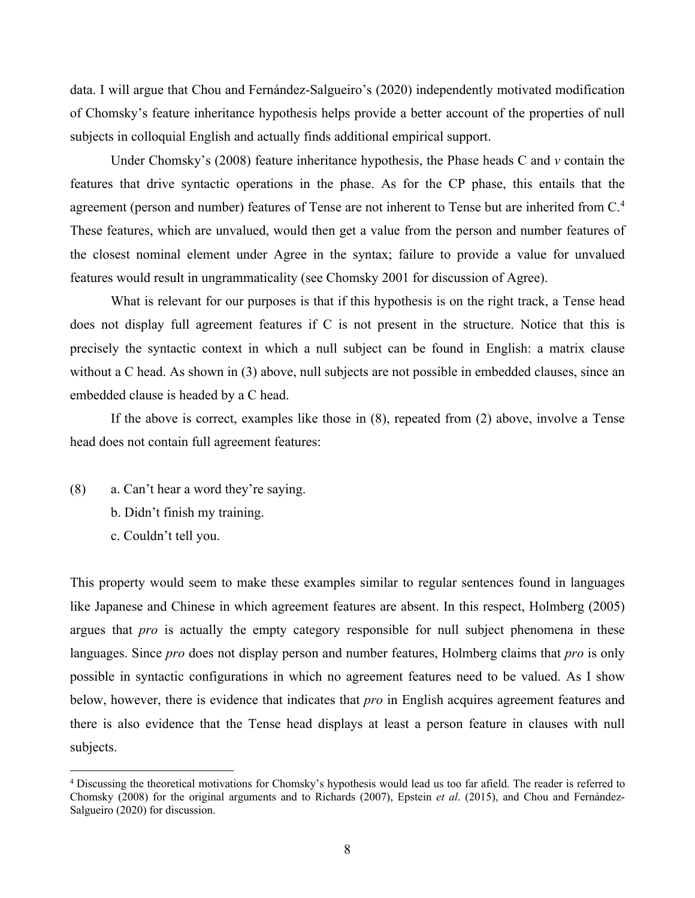data. I will argue that Chou and Fernández-Salgueiro's (2020) independently motivated modification of Chomsky's feature inheritance hypothesis helps provide a better account of the properties of null subjects in colloquial English and actually finds additional empirical support.

Under Chomsky's (2008) feature inheritance hypothesis, the Phase heads C and *v* contain the features that drive syntactic operations in the phase. As for the CP phase, this entails that the agreement (person and number) features of Tense are not inherent to Tense but are inherited from C.[4] These features, which are unvalued, would then get a value from the person and number features of the closest nominal element under Agree in the syntax; failure to provide a value for unvalued features would result in ungrammaticality (see Chomsky 2001 for discussion of Agree).

What is relevant for our purposes is that if this hypothesis is on the right track, a Tense head does not display full agreement features if C is not present in the structure. Notice that this is precisely the syntactic context in which a null subject can be found in English: a matrix clause without a C head. As shown in (3) above, null subjects are not possible in embedded clauses, since an embedded clause is headed by a C head.

If the above is correct, examples like those in (8), repeated from (2) above, involve a Tense head does not contain full agreement features:

(8) a. Can't hear a word they're saying.
    b. Didn't finish my training.
    c. Couldn't tell you.

This property would seem to make these examples similar to regular sentences found in languages like Japanese and Chinese in which agreement features are absent. In this respect, Holmberg (2005) argues that *pro* is actually the empty category responsible for null subject phenomena in these languages. Since *pro* does not display person and number features, Holmberg claims that *pro* is only possible in syntactic configurations in which no agreement features need to be valued. As I show below, however, there is evidence that indicates that *pro* in English acquires agreement features and there is also evidence that the Tense head displays at least a person feature in clauses with null subjects.

[4] Discussing the theoretical motivations for Chomsky's hypothesis would lead us too far afield. The reader is referred to Chomsky (2008) for the original arguments and to Richards (2007), Epstein *et al*. (2015), and Chou and Fernández-Salgueiro (2020) for discussion.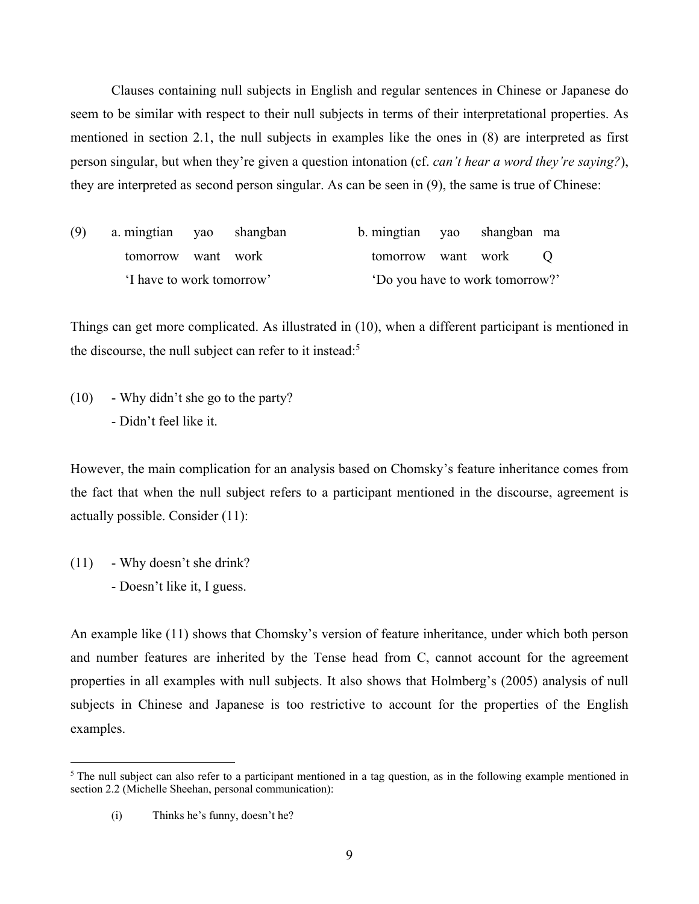Clauses containing null subjects in English and regular sentences in Chinese or Japanese do seem to be similar with respect to their null subjects in terms of their interpretational properties. As mentioned in section 2.1, the null subjects in examples like the ones in (8) are interpreted as first person singular, but when they're given a question intonation (cf. *can't hear a word they're saying?*), they are interpreted as second person singular. As can be seen in (9), the same is true of Chinese:

(9) a. mingtian yao shangban
    tomorrow want work
    'I have to work tomorrow'

b. mingtian yao shangban ma
    tomorrow want work Q
    'Do you have to work tomorrow?'

Things can get more complicated. As illustrated in (10), when a different participant is mentioned in the discourse, the null subject can refer to it instead:[5]

(10) - Why didn't she go to the party?
     - Didn't feel like it.

However, the main complication for an analysis based on Chomsky's feature inheritance comes from the fact that when the null subject refers to a participant mentioned in the discourse, agreement is actually possible. Consider (11):

(11) - Why doesn't she drink?
     - Doesn't like it, I guess.

An example like (11) shows that Chomsky's version of feature inheritance, under which both person and number features are inherited by the Tense head from C, cannot account for the agreement properties in all examples with null subjects. It also shows that Holmberg's (2005) analysis of null subjects in Chinese and Japanese is too restrictive to account for the properties of the English examples.

---

[5] The null subject can also refer to a participant mentioned in a tag question, as in the following example mentioned in section 2.2 (Michelle Sheehan, personal communication):

(i) Thinks he's funny, doesn't he?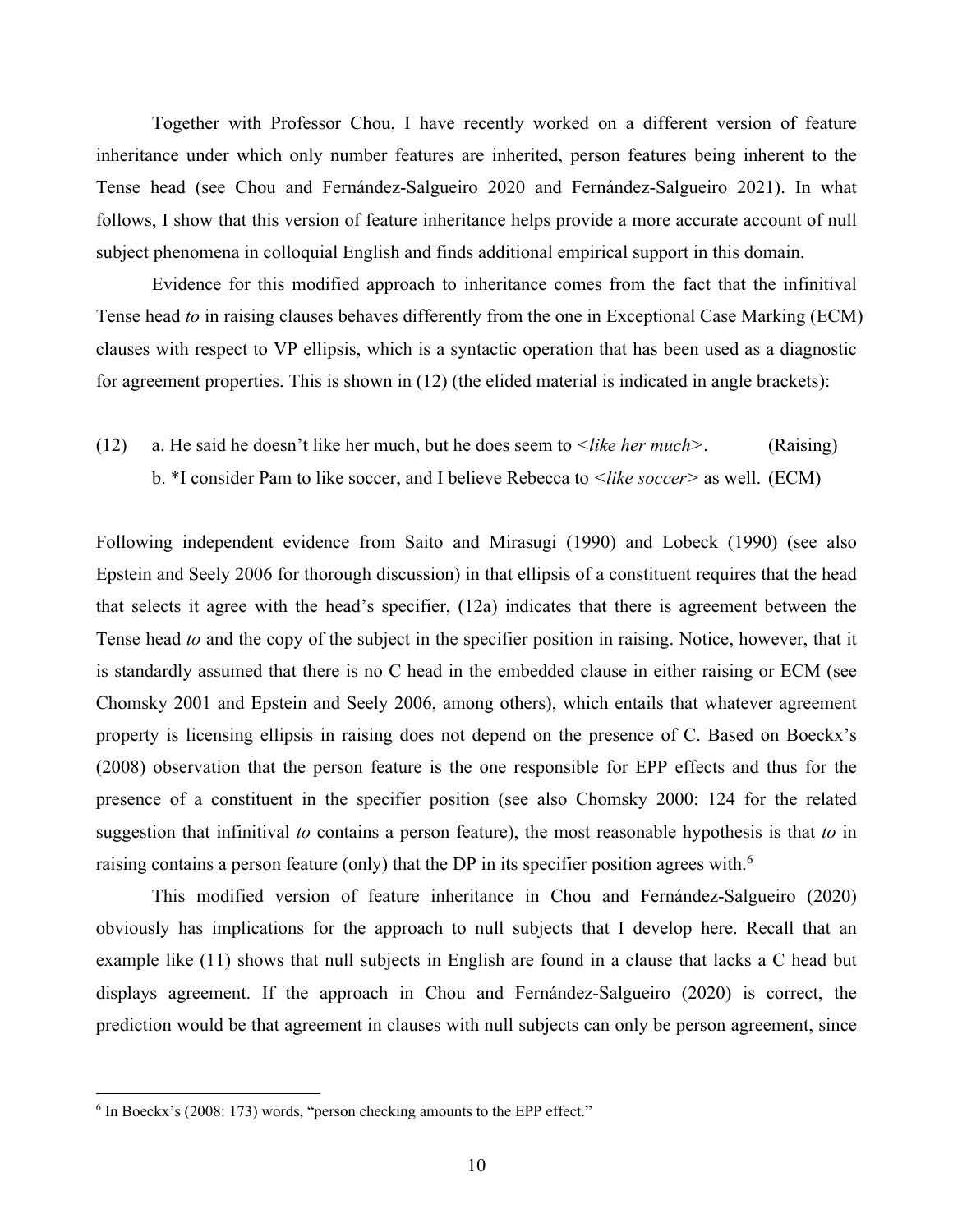Together with Professor Chou, I have recently worked on a different version of feature inheritance under which only number features are inherited, person features being inherent to the Tense head (see Chou and Fernández-Salgueiro 2020 and Fernández-Salgueiro 2021). In what follows, I show that this version of feature inheritance helps provide a more accurate account of null subject phenomena in colloquial English and finds additional empirical support in this domain.

Evidence for this modified approach to inheritance comes from the fact that the infinitival Tense head *to* in raising clauses behaves differently from the one in Exceptional Case Marking (ECM) clauses with respect to VP ellipsis, which is a syntactic operation that has been used as a diagnostic for agreement properties. This is shown in (12) (the elided material is indicated in angle brackets):

(12) a. He said he doesn't like her much, but he does seem to <*like her much*>. (Raising)
b. *I consider Pam to like soccer, and I believe Rebecca to <*like soccer*> as well. (ECM)

Following independent evidence from Saito and Mirasugi (1990) and Lobeck (1990) (see also Epstein and Seely 2006 for thorough discussion) in that ellipsis of a constituent requires that the head that selects it agree with the head's specifier, (12a) indicates that there is agreement between the Tense head *to* and the copy of the subject in the specifier position in raising. Notice, however, that it is standardly assumed that there is no C head in the embedded clause in either raising or ECM (see Chomsky 2001 and Epstein and Seely 2006, among others), which entails that whatever agreement property is licensing ellipsis in raising does not depend on the presence of C. Based on Boeckx's (2008) observation that the person feature is the one responsible for EPP effects and thus for the presence of a constituent in the specifier position (see also Chomsky 2000: 124 for the related suggestion that infinitival *to* contains a person feature), the most reasonable hypothesis is that *to* in raising contains a person feature (only) that the DP in its specifier position agrees with.[6]

This modified version of feature inheritance in Chou and Fernández-Salgueiro (2020) obviously has implications for the approach to null subjects that I develop here. Recall that an example like (11) shows that null subjects in English are found in a clause that lacks a C head but displays agreement. If the approach in Chou and Fernández-Salgueiro (2020) is correct, the prediction would be that agreement in clauses with null subjects can only be person agreement, since

[6] In Boeckx's (2008: 173) words, "person checking amounts to the EPP effect."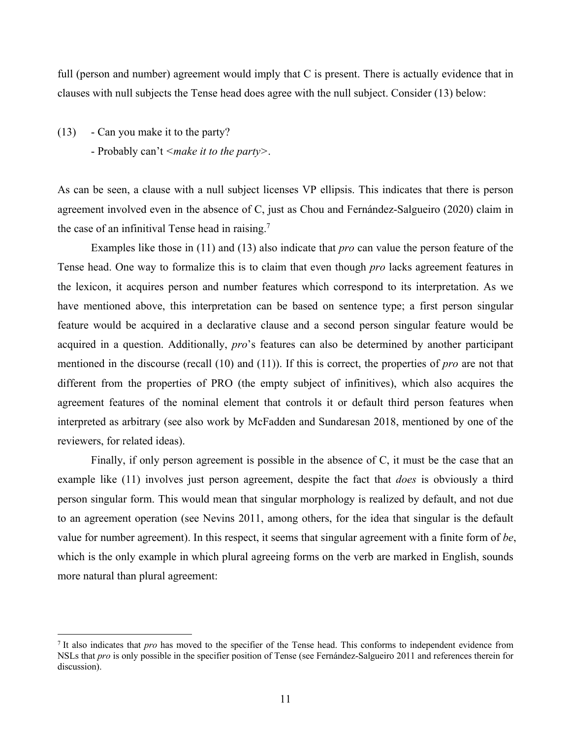full (person and number) agreement would imply that C is present. There is actually evidence that in clauses with null subjects the Tense head does agree with the null subject. Consider (13) below:

(13) - Can you make it to the party?
  - Probably can't <*make it to the party*>.

As can be seen, a clause with a null subject licenses VP ellipsis. This indicates that there is person agreement involved even in the absence of C, just as Chou and Fernández-Salgueiro (2020) claim in the case of an infinitival Tense head in raising.[7]

Examples like those in (11) and (13) also indicate that *pro* can value the person feature of the Tense head. One way to formalize this is to claim that even though *pro* lacks agreement features in the lexicon, it acquires person and number features which correspond to its interpretation. As we have mentioned above, this interpretation can be based on sentence type; a first person singular feature would be acquired in a declarative clause and a second person singular feature would be acquired in a question. Additionally, *pro*'s features can also be determined by another participant mentioned in the discourse (recall (10) and (11)). If this is correct, the properties of *pro* are not that different from the properties of PRO (the empty subject of infinitives), which also acquires the agreement features of the nominal element that controls it or default third person features when interpreted as arbitrary (see also work by McFadden and Sundaresan 2018, mentioned by one of the reviewers, for related ideas).

Finally, if only person agreement is possible in the absence of C, it must be the case that an example like (11) involves just person agreement, despite the fact that *does* is obviously a third person singular form. This would mean that singular morphology is realized by default, and not due to an agreement operation (see Nevins 2011, among others, for the idea that singular is the default value for number agreement). In this respect, it seems that singular agreement with a finite form of *be*, which is the only example in which plural agreeing forms on the verb are marked in English, sounds more natural than plural agreement:

[7] It also indicates that *pro* has moved to the specifier of the Tense head. This conforms to independent evidence from NSLs that *pro* is only possible in the specifier position of Tense (see Fernández-Salgueiro 2011 and references therein for discussion).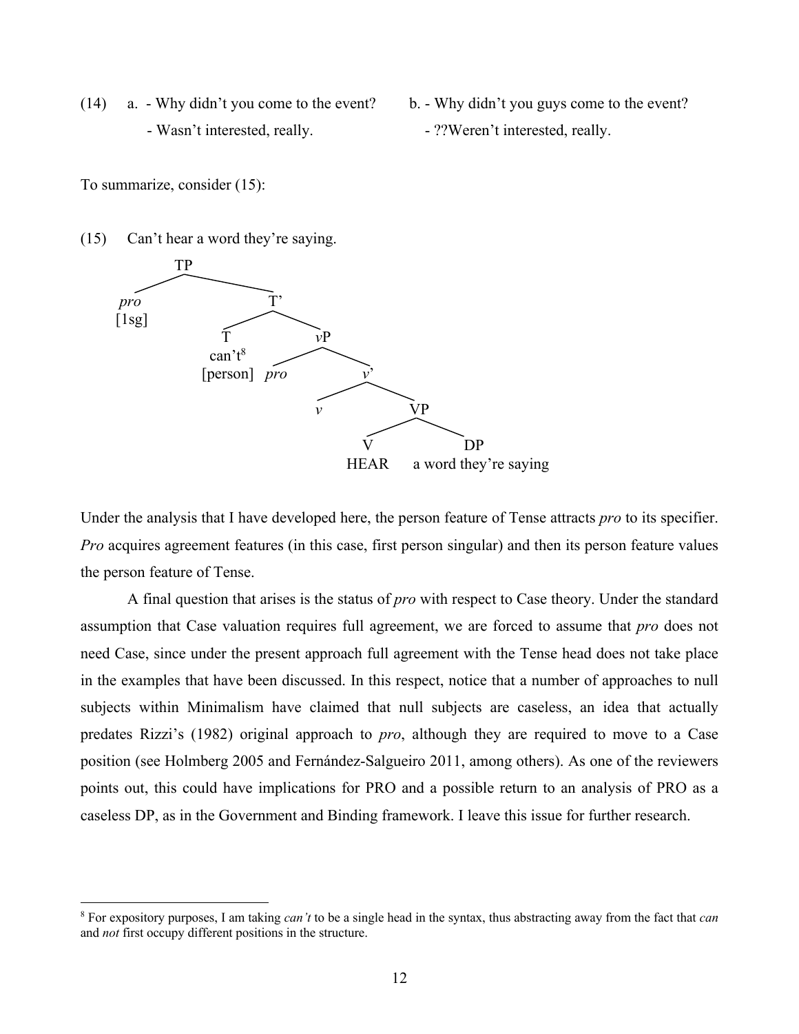(14) a. - Why didn't you come to the event?
- Wasn't interested, really.

b. - Why didn't you guys come to the event?
- ??Weren't interested, really.

To summarize, consider (15):

(15) Can't hear a word they're saying.

```
TP
├── pro [1sg]
└── T'
    ├── T
    │   can't[8]
    │   [person]
    └── vP
        ├── pro
        └── v'
            ├── v
            └── VP
                ├── V
                │   HEAR
                └── DP
                    a word they're saying
```

Under the analysis that I have developed here, the person feature of Tense attracts *pro* to its specifier. *Pro* acquires agreement features (in this case, first person singular) and then its person feature values the person feature of Tense.

A final question that arises is the status of *pro* with respect to Case theory. Under the standard assumption that Case valuation requires full agreement, we are forced to assume that *pro* does not need Case, since under the present approach full agreement with the Tense head does not take place in the examples that have been discussed. In this respect, notice that a number of approaches to null subjects within Minimalism have claimed that null subjects are caseless, an idea that actually predates Rizzi's (1982) original approach to *pro*, although they are required to move to a Case position (see Holmberg 2005 and Fernández-Salgueiro 2011, among others). As one of the reviewers points out, this could have implications for PRO and a possible return to an analysis of PRO as a caseless DP, as in the Government and Binding framework. I leave this issue for further research.

---

[8] For expository purposes, I am taking *can't* to be a single head in the syntax, thus abstracting away from the fact that *can* and *not* first occupy different positions in the structure.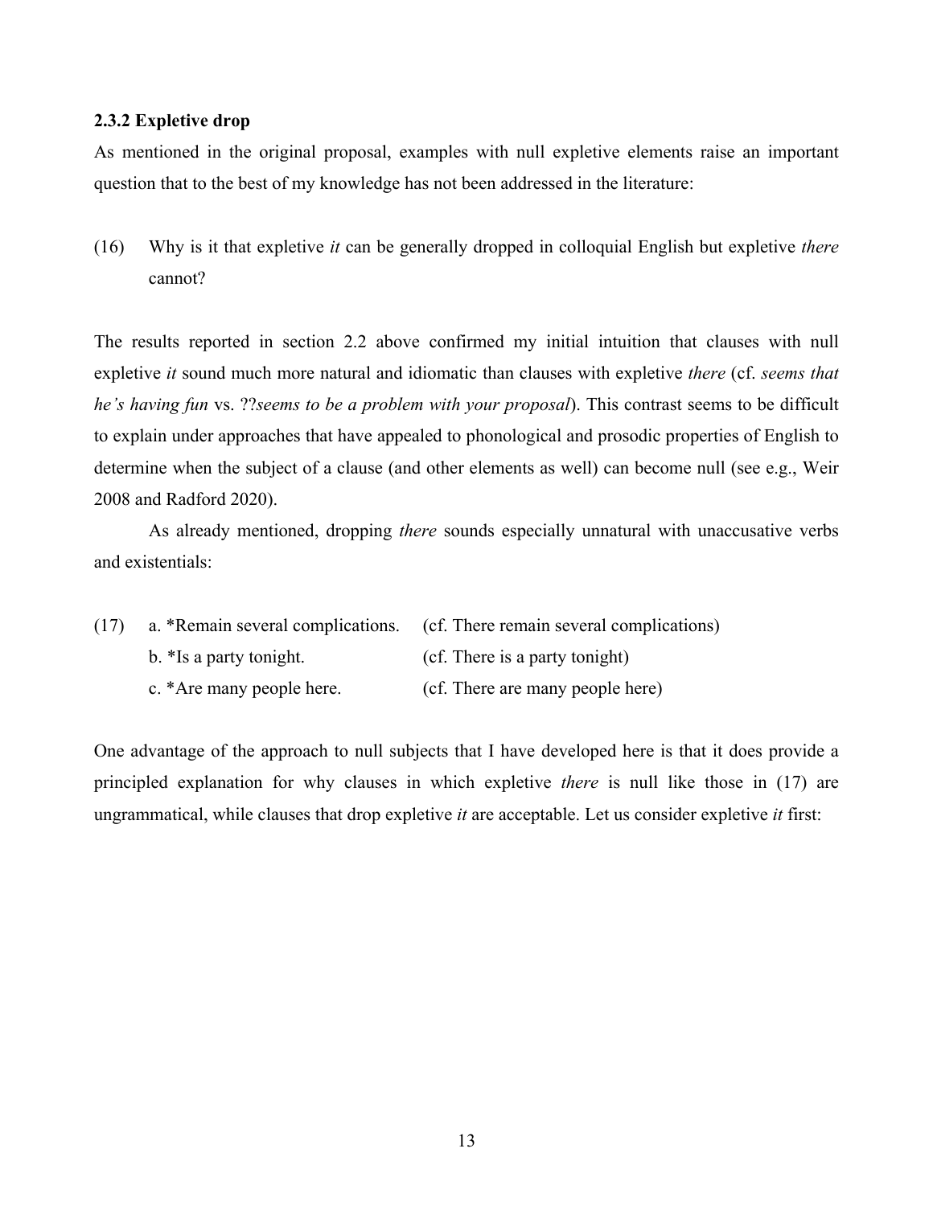### 2.3.2 Expletive drop

As mentioned in the original proposal, examples with null expletive elements raise an important question that to the best of my knowledge has not been addressed in the literature:

(16) Why is it that expletive *it* can be generally dropped in colloquial English but expletive *there* cannot?

The results reported in section 2.2 above confirmed my initial intuition that clauses with null expletive *it* sound much more natural and idiomatic than clauses with expletive *there* (cf. *seems that he's having fun* vs. ??*seems to be a problem with your proposal*). This contrast seems to be difficult to explain under approaches that have appealed to phonological and prosodic properties of English to determine when the subject of a clause (and other elements as well) can become null (see e.g., Weir 2008 and Radford 2020).

As already mentioned, dropping *there* sounds especially unnatural with unaccusative verbs and existentials:

(17) a. *Remain several complications. (cf. There remain several complications)
b. *Is a party tonight. (cf. There is a party tonight)
c. *Are many people here. (cf. There are many people here)

One advantage of the approach to null subjects that I have developed here is that it does provide a principled explanation for why clauses in which expletive *there* is null like those in (17) are ungrammatical, while clauses that drop expletive *it* are acceptable. Let us consider expletive *it* first: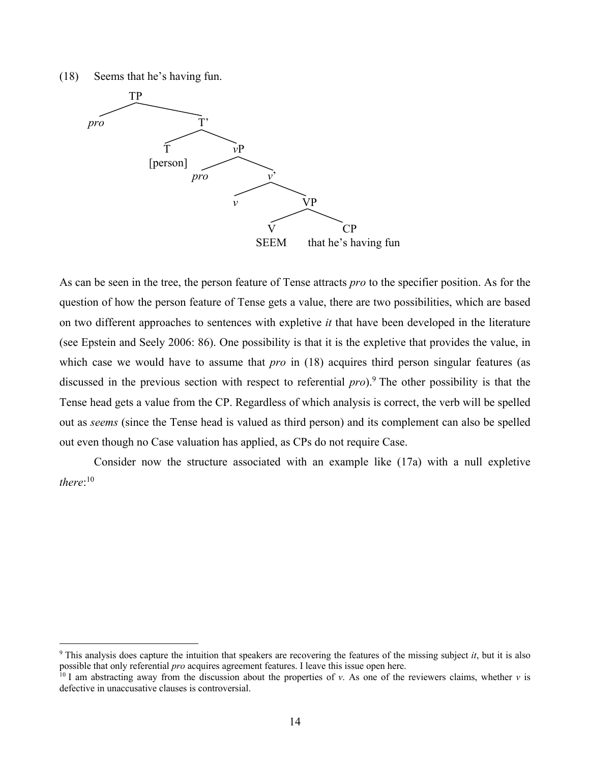(18) Seems that he's having fun.

```
TP
├── pro
└── T'
    ├── T [person]
    └── vP
        ├── pro
        └── v'
            ├── v
            └── VP
                ├── V SEEM
                └── CP that he's having fun
```

As can be seen in the tree, the person feature of Tense attracts *pro* to the specifier position. As for the question of how the person feature of Tense gets a value, there are two possibilities, which are based on two different approaches to sentences with expletive *it* that have been developed in the literature (see Epstein and Seely 2006: 86). One possibility is that it is the expletive that provides the value, in which case we would have to assume that *pro* in (18) acquires third person singular features (as discussed in the previous section with respect to referential *pro*).[9] The other possibility is that the Tense head gets a value from the CP. Regardless of which analysis is correct, the verb will be spelled out as *seems* (since the Tense head is valued as third person) and its complement can also be spelled out even though no Case valuation has applied, as CPs do not require Case.

Consider now the structure associated with an example like (17a) with a null expletive *there*:[10]

---

[9] This analysis does capture the intuition that speakers are recovering the features of the missing subject *it*, but it is also possible that only referential *pro* acquires agreement features. I leave this issue open here.

[10] I am abstracting away from the discussion about the properties of *v*. As one of the reviewers claims, whether *v* is defective in unaccusative clauses is controversial.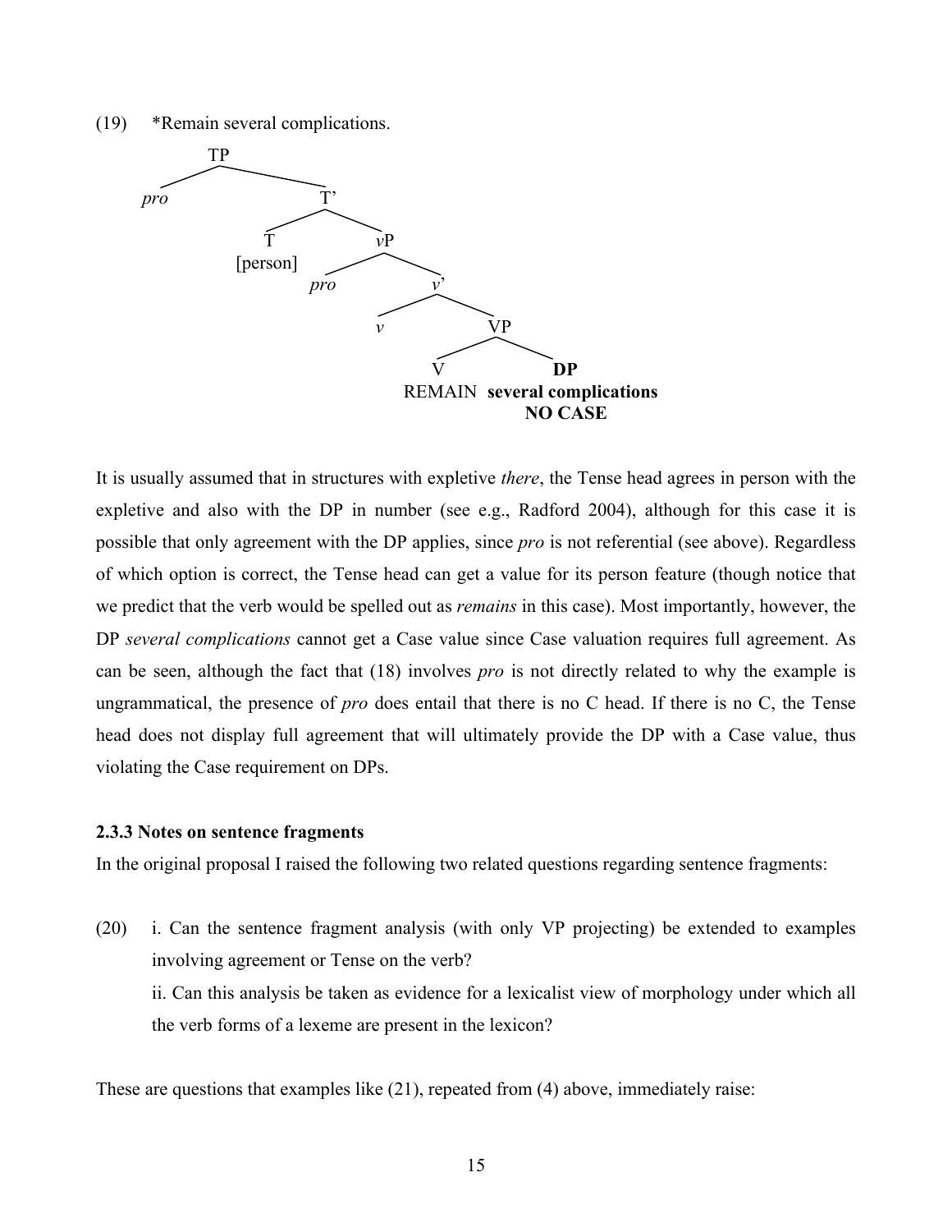(19) *Remain several complications.

```
TP
├── pro
└── T'
    ├── T [person]
    └── vP
        ├── pro
        └── v'
            ├── v
            └── VP
                ├── V REMAIN
                └── DP several complications NO CASE
```

It is usually assumed that in structures with expletive *there*, the Tense head agrees in person with the expletive and also with the DP in number (see e.g., Radford 2004), although for this case it is possible that only agreement with the DP applies, since *pro* is not referential (see above). Regardless of which option is correct, the Tense head can get a value for its person feature (though notice that we predict that the verb would be spelled out as *remains* in this case). Most importantly, however, the DP *several complications* cannot get a Case value since Case valuation requires full agreement. As can be seen, although the fact that (18) involves *pro* is not directly related to why the example is ungrammatical, the presence of *pro* does entail that there is no C head. If there is no C, the Tense head does not display full agreement that will ultimately provide the DP with a Case value, thus violating the Case requirement on DPs.

### 2.3.3 Notes on sentence fragments

In the original proposal I raised the following two related questions regarding sentence fragments:

(20) i. Can the sentence fragment analysis (with only VP projecting) be extended to examples involving agreement or Tense on the verb?

ii. Can this analysis be taken as evidence for a lexicalist view of morphology under which all the verb forms of a lexeme are present in the lexicon?

These are questions that examples like (21), repeated from (4) above, immediately raise: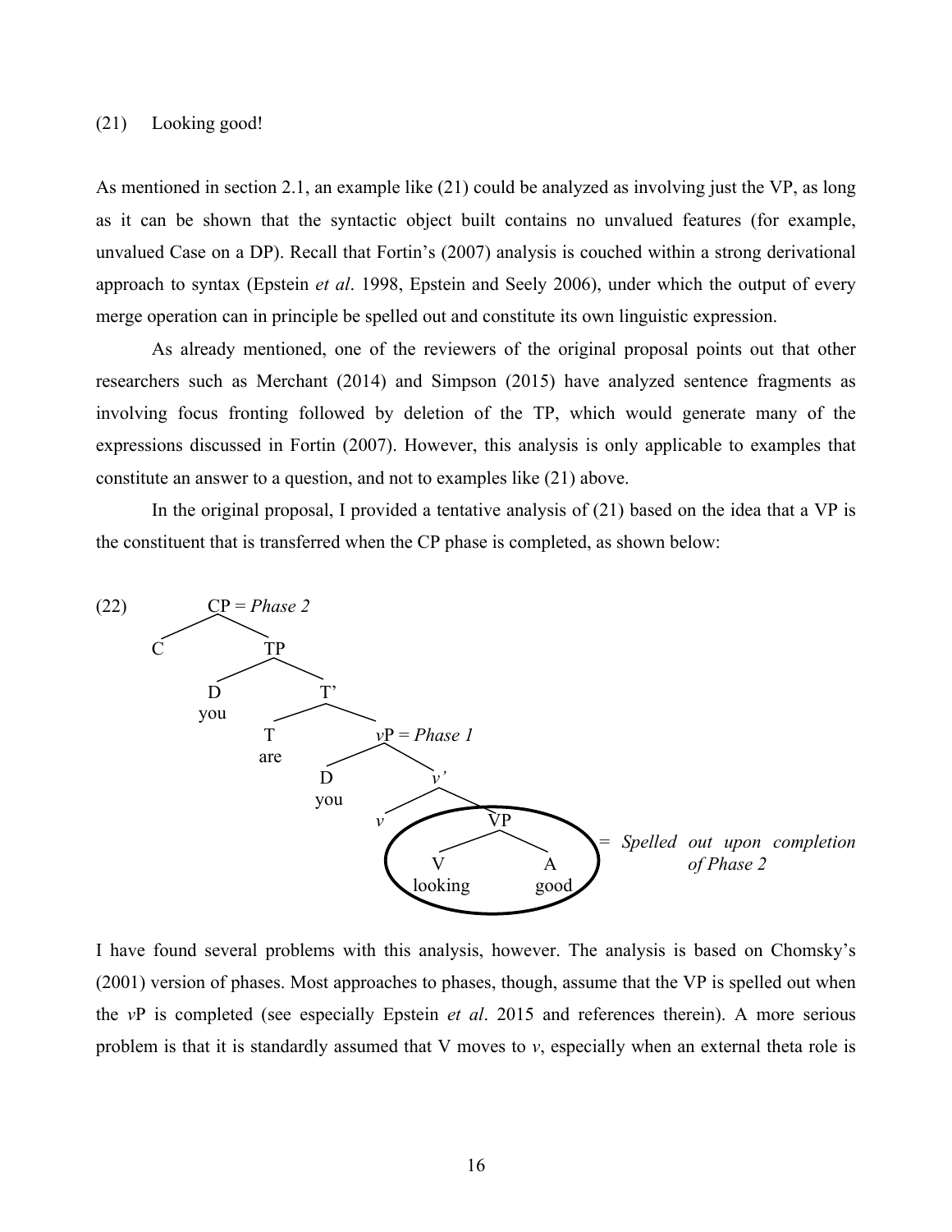(21) Looking good!

As mentioned in section 2.1, an example like (21) could be analyzed as involving just the VP, as long as it can be shown that the syntactic object built contains no unvalued features (for example, unvalued Case on a DP). Recall that Fortin's (2007) analysis is couched within a strong derivational approach to syntax (Epstein *et al*. 1998, Epstein and Seely 2006), under which the output of every merge operation can in principle be spelled out and constitute its own linguistic expression.

As already mentioned, one of the reviewers of the original proposal points out that other researchers such as Merchant (2014) and Simpson (2015) have analyzed sentence fragments as involving focus fronting followed by deletion of the TP, which would generate many of the expressions discussed in Fortin (2007). However, this analysis is only applicable to examples that constitute an answer to a question, and not to examples like (21) above.

In the original proposal, I provided a tentative analysis of (21) based on the idea that a VP is the constituent that is transferred when the CP phase is completed, as shown below:

```
(22)        CP = Phase 2
           /    \
          C      TP
                /   \
               D     T'
              you   /   \
                   T     vP = Phase 1
                  are   /    \
                       D      v'
                      you    /   \
                            v     VP
                                 /   \          = Spelled out upon completion
                                V     A            of Phase 2
                             looking  good
```

I have found several problems with this analysis, however. The analysis is based on Chomsky's (2001) version of phases. Most approaches to phases, though, assume that the VP is spelled out when the *v*P is completed (see especially Epstein *et al*. 2015 and references therein). A more serious problem is that it is standardly assumed that V moves to *v*, especially when an external theta role is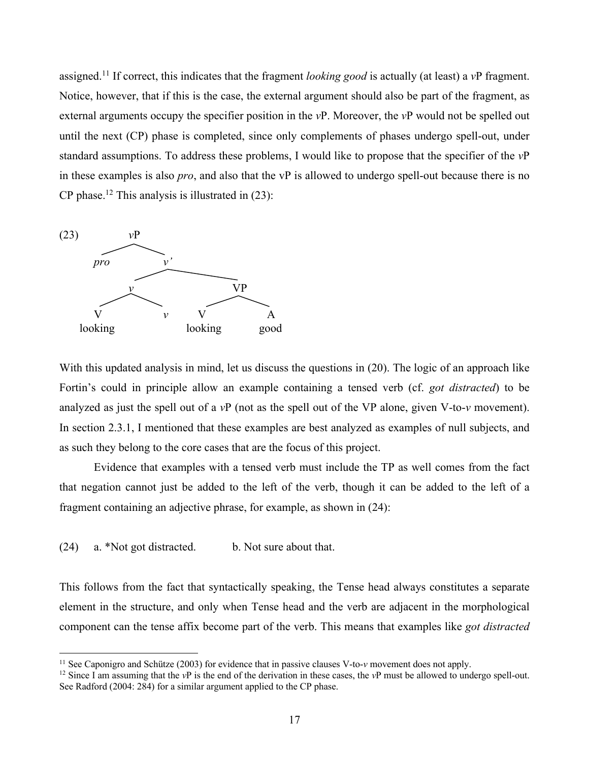assigned.[11] If correct, this indicates that the fragment *looking good* is actually (at least) a *v*P fragment. Notice, however, that if this is the case, the external argument should also be part of the fragment, as external arguments occupy the specifier position in the *v*P. Moreover, the *v*P would not be spelled out until the next (CP) phase is completed, since only complements of phases undergo spell-out, under standard assumptions. To address these problems, I would like to propose that the specifier of the *v*P in these examples is also *pro*, and also that the vP is allowed to undergo spell-out because there is no CP phase.[12] This analysis is illustrated in (23):

(23)

```
              vP
           /      \
        pro        v'
                 /     \
               v         VP
             /   \      /   \
            V     v    V     A
         looking    looking  good
```

With this updated analysis in mind, let us discuss the questions in (20). The logic of an approach like Fortin's could in principle allow an example containing a tensed verb (cf. *got distracted*) to be analyzed as just the spell out of a *v*P (not as the spell out of the VP alone, given V-to-*v* movement). In section 2.3.1, I mentioned that these examples are best analyzed as examples of null subjects, and as such they belong to the core cases that are the focus of this project.

Evidence that examples with a tensed verb must include the TP as well comes from the fact that negation cannot just be added to the left of the verb, though it can be added to the left of a fragment containing an adjective phrase, for example, as shown in (24):

(24) a. *Not got distracted. b. Not sure about that.

This follows from the fact that syntactically speaking, the Tense head always constitutes a separate element in the structure, and only when Tense head and the verb are adjacent in the morphological component can the tense affix become part of the verb. This means that examples like *got distracted*

---

[11] See Caponigro and Schütze (2003) for evidence that in passive clauses V-to-*v* movement does not apply.

[12] Since I am assuming that the *v*P is the end of the derivation in these cases, the *v*P must be allowed to undergo spell-out. See Radford (2004: 284) for a similar argument applied to the CP phase.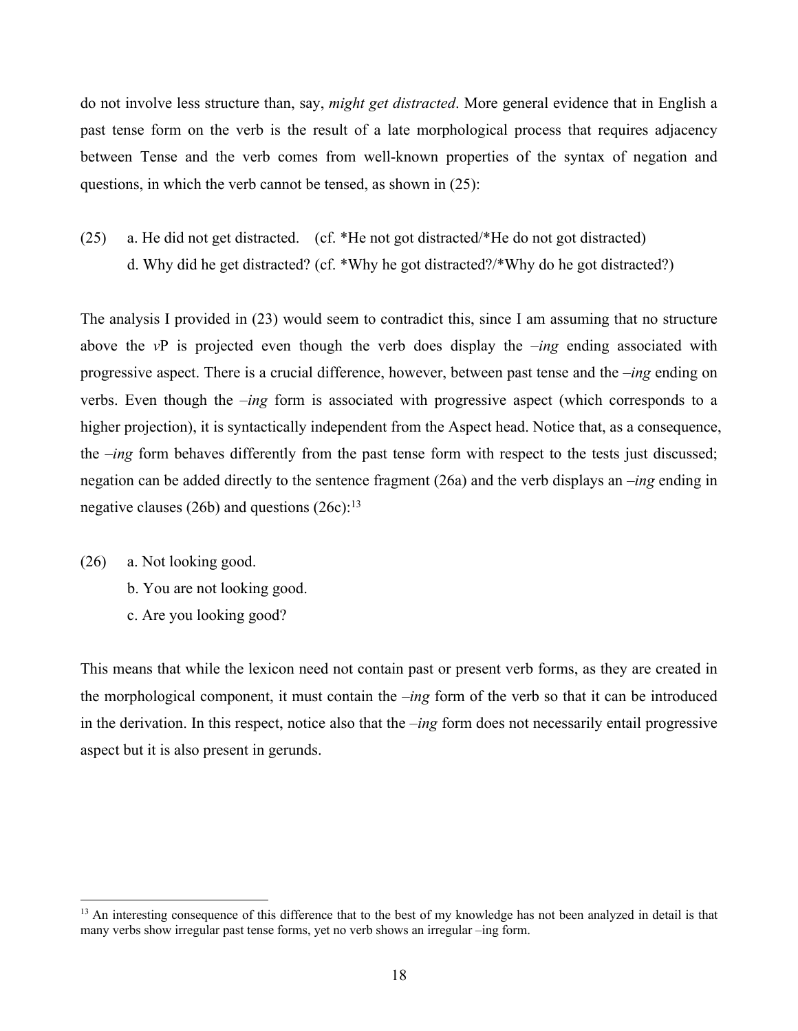do not involve less structure than, say, *might get distracted*. More general evidence that in English a past tense form on the verb is the result of a late morphological process that requires adjacency between Tense and the verb comes from well-known properties of the syntax of negation and questions, in which the verb cannot be tensed, as shown in (25):

(25) a. He did not get distracted. (cf. *He not got distracted/*He do not got distracted)
d. Why did he get distracted? (cf. *Why he got distracted?/*Why do he got distracted?)

The analysis I provided in (23) would seem to contradict this, since I am assuming that no structure above the *v*P is projected even though the verb does display the *–ing* ending associated with progressive aspect. There is a crucial difference, however, between past tense and the *–ing* ending on verbs. Even though the *–ing* form is associated with progressive aspect (which corresponds to a higher projection), it is syntactically independent from the Aspect head. Notice that, as a consequence, the *–ing* form behaves differently from the past tense form with respect to the tests just discussed; negation can be added directly to the sentence fragment (26a) and the verb displays an *–ing* ending in negative clauses (26b) and questions (26c):[13]

(26) a. Not looking good.
b. You are not looking good.
c. Are you looking good?

This means that while the lexicon need not contain past or present verb forms, as they are created in the morphological component, it must contain the *–ing* form of the verb so that it can be introduced in the derivation. In this respect, notice also that the *–ing* form does not necessarily entail progressive aspect but it is also present in gerunds.

[13] An interesting consequence of this difference that to the best of my knowledge has not been analyzed in detail is that many verbs show irregular past tense forms, yet no verb shows an irregular –ing form.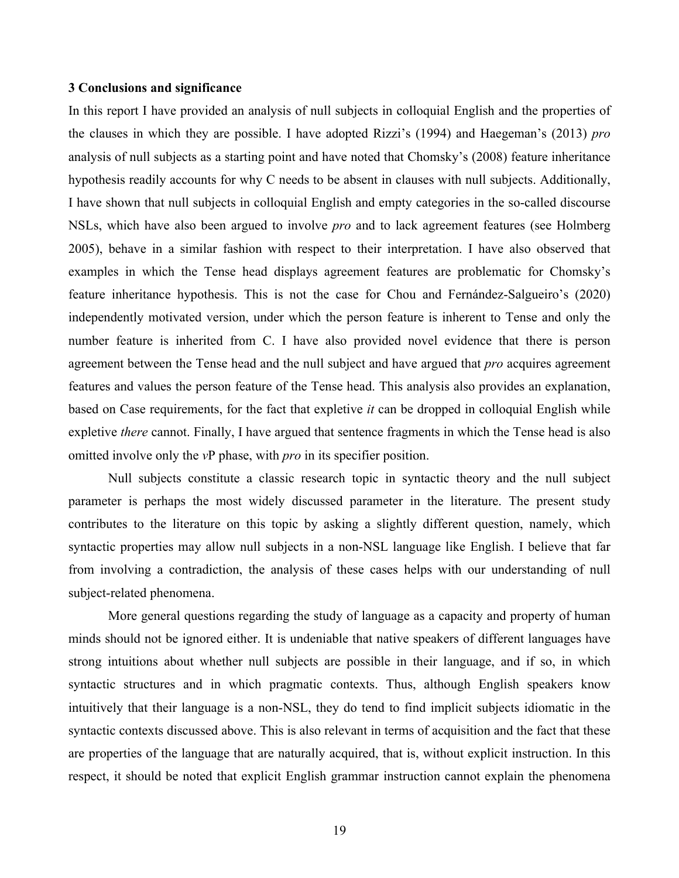### 3 Conclusions and significance

In this report I have provided an analysis of null subjects in colloquial English and the properties of the clauses in which they are possible. I have adopted Rizzi's (1994) and Haegeman's (2013) *pro* analysis of null subjects as a starting point and have noted that Chomsky's (2008) feature inheritance hypothesis readily accounts for why C needs to be absent in clauses with null subjects. Additionally, I have shown that null subjects in colloquial English and empty categories in the so-called discourse NSLs, which have also been argued to involve *pro* and to lack agreement features (see Holmberg 2005), behave in a similar fashion with respect to their interpretation. I have also observed that examples in which the Tense head displays agreement features are problematic for Chomsky's feature inheritance hypothesis. This is not the case for Chou and Fernández-Salgueiro's (2020) independently motivated version, under which the person feature is inherent to Tense and only the number feature is inherited from C. I have also provided novel evidence that there is person agreement between the Tense head and the null subject and have argued that *pro* acquires agreement features and values the person feature of the Tense head. This analysis also provides an explanation, based on Case requirements, for the fact that expletive *it* can be dropped in colloquial English while expletive *there* cannot. Finally, I have argued that sentence fragments in which the Tense head is also omitted involve only the *v*P phase, with *pro* in its specifier position.

Null subjects constitute a classic research topic in syntactic theory and the null subject parameter is perhaps the most widely discussed parameter in the literature. The present study contributes to the literature on this topic by asking a slightly different question, namely, which syntactic properties may allow null subjects in a non-NSL language like English. I believe that far from involving a contradiction, the analysis of these cases helps with our understanding of null subject-related phenomena.

More general questions regarding the study of language as a capacity and property of human minds should not be ignored either. It is undeniable that native speakers of different languages have strong intuitions about whether null subjects are possible in their language, and if so, in which syntactic structures and in which pragmatic contexts. Thus, although English speakers know intuitively that their language is a non-NSL, they do tend to find implicit subjects idiomatic in the syntactic contexts discussed above. This is also relevant in terms of acquisition and the fact that these are properties of the language that are naturally acquired, that is, without explicit instruction. In this respect, it should be noted that explicit English grammar instruction cannot explain the phenomena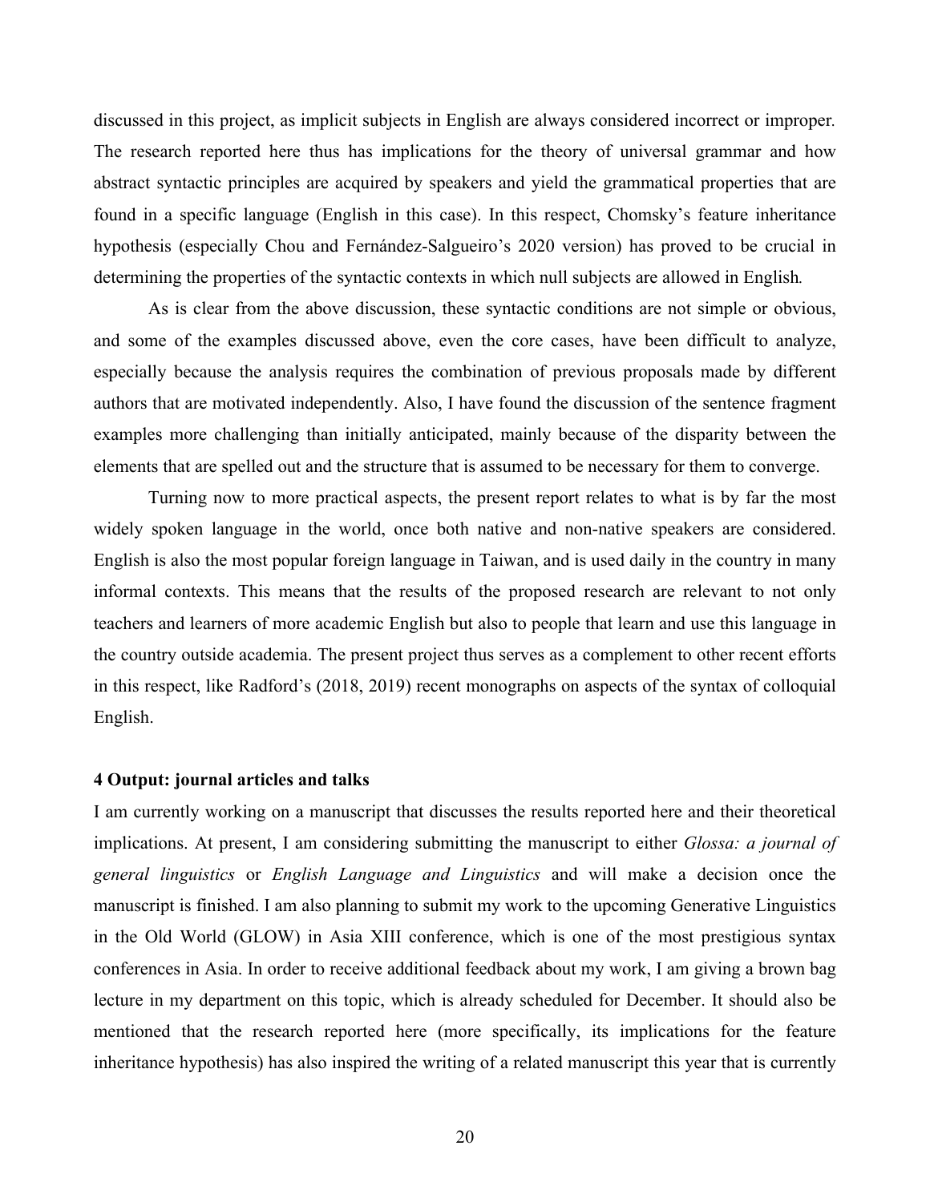discussed in this project, as implicit subjects in English are always considered incorrect or improper. The research reported here thus has implications for the theory of universal grammar and how abstract syntactic principles are acquired by speakers and yield the grammatical properties that are found in a specific language (English in this case). In this respect, Chomsky's feature inheritance hypothesis (especially Chou and Fernández-Salgueiro's 2020 version) has proved to be crucial in determining the properties of the syntactic contexts in which null subjects are allowed in English.

As is clear from the above discussion, these syntactic conditions are not simple or obvious, and some of the examples discussed above, even the core cases, have been difficult to analyze, especially because the analysis requires the combination of previous proposals made by different authors that are motivated independently. Also, I have found the discussion of the sentence fragment examples more challenging than initially anticipated, mainly because of the disparity between the elements that are spelled out and the structure that is assumed to be necessary for them to converge.

Turning now to more practical aspects, the present report relates to what is by far the most widely spoken language in the world, once both native and non-native speakers are considered. English is also the most popular foreign language in Taiwan, and is used daily in the country in many informal contexts. This means that the results of the proposed research are relevant to not only teachers and learners of more academic English but also to people that learn and use this language in the country outside academia. The present project thus serves as a complement to other recent efforts in this respect, like Radford's (2018, 2019) recent monographs on aspects of the syntax of colloquial English.

### 4 Output: journal articles and talks

I am currently working on a manuscript that discusses the results reported here and their theoretical implications. At present, I am considering submitting the manuscript to either *Glossa: a journal of general linguistics* or *English Language and Linguistics* and will make a decision once the manuscript is finished. I am also planning to submit my work to the upcoming Generative Linguistics in the Old World (GLOW) in Asia XIII conference, which is one of the most prestigious syntax conferences in Asia. In order to receive additional feedback about my work, I am giving a brown bag lecture in my department on this topic, which is already scheduled for December. It should also be mentioned that the research reported here (more specifically, its implications for the feature inheritance hypothesis) has also inspired the writing of a related manuscript this year that is currently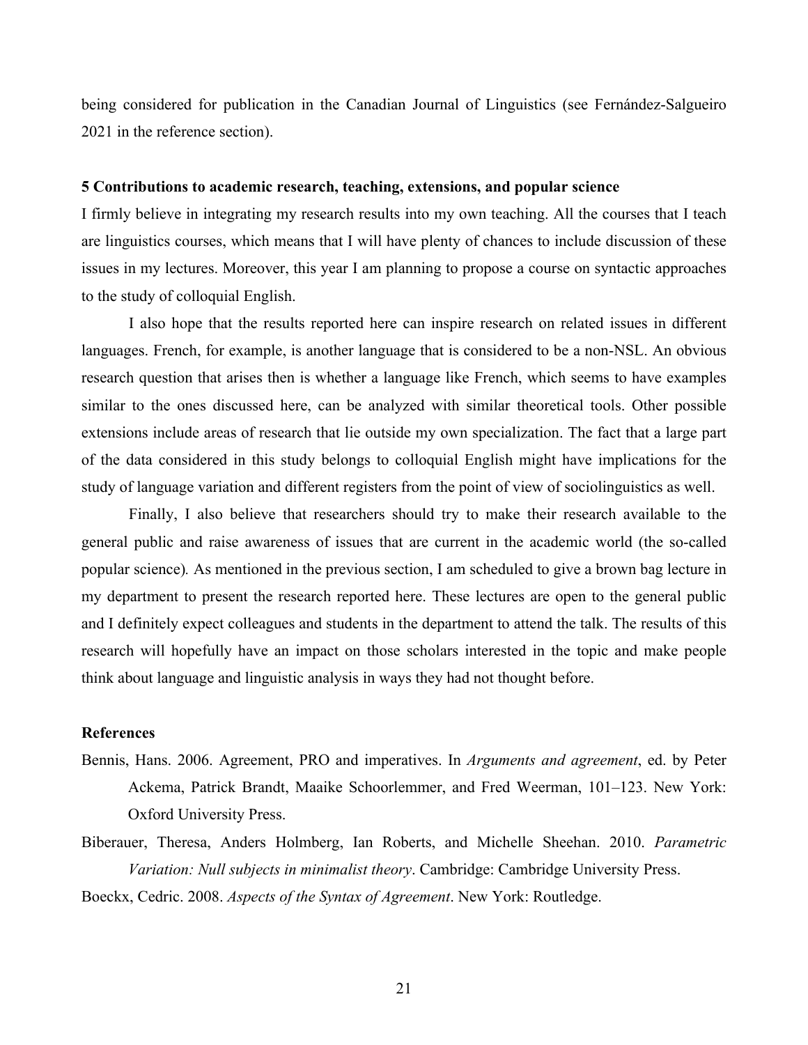being considered for publication in the Canadian Journal of Linguistics (see Fernández-Salgueiro 2021 in the reference section).

### 5 Contributions to academic research, teaching, extensions, and popular science

I firmly believe in integrating my research results into my own teaching. All the courses that I teach are linguistics courses, which means that I will have plenty of chances to include discussion of these issues in my lectures. Moreover, this year I am planning to propose a course on syntactic approaches to the study of colloquial English.

I also hope that the results reported here can inspire research on related issues in different languages. French, for example, is another language that is considered to be a non-NSL. An obvious research question that arises then is whether a language like French, which seems to have examples similar to the ones discussed here, can be analyzed with similar theoretical tools. Other possible extensions include areas of research that lie outside my own specialization. The fact that a large part of the data considered in this study belongs to colloquial English might have implications for the study of language variation and different registers from the point of view of sociolinguistics as well.

Finally, I also believe that researchers should try to make their research available to the general public and raise awareness of issues that are current in the academic world (the so-called popular science). As mentioned in the previous section, I am scheduled to give a brown bag lecture in my department to present the research reported here. These lectures are open to the general public and I definitely expect colleagues and students in the department to attend the talk. The results of this research will hopefully have an impact on those scholars interested in the topic and make people think about language and linguistic analysis in ways they had not thought before.

### References

Bennis, Hans. 2006. Agreement, PRO and imperatives. In *Arguments and agreement*, ed. by Peter Ackema, Patrick Brandt, Maaike Schoorlemmer, and Fred Weerman, 101–123. New York: Oxford University Press.

Biberauer, Theresa, Anders Holmberg, Ian Roberts, and Michelle Sheehan. 2010. *Parametric Variation: Null subjects in minimalist theory*. Cambridge: Cambridge University Press.

Boeckx, Cedric. 2008. *Aspects of the Syntax of Agreement*. New York: Routledge.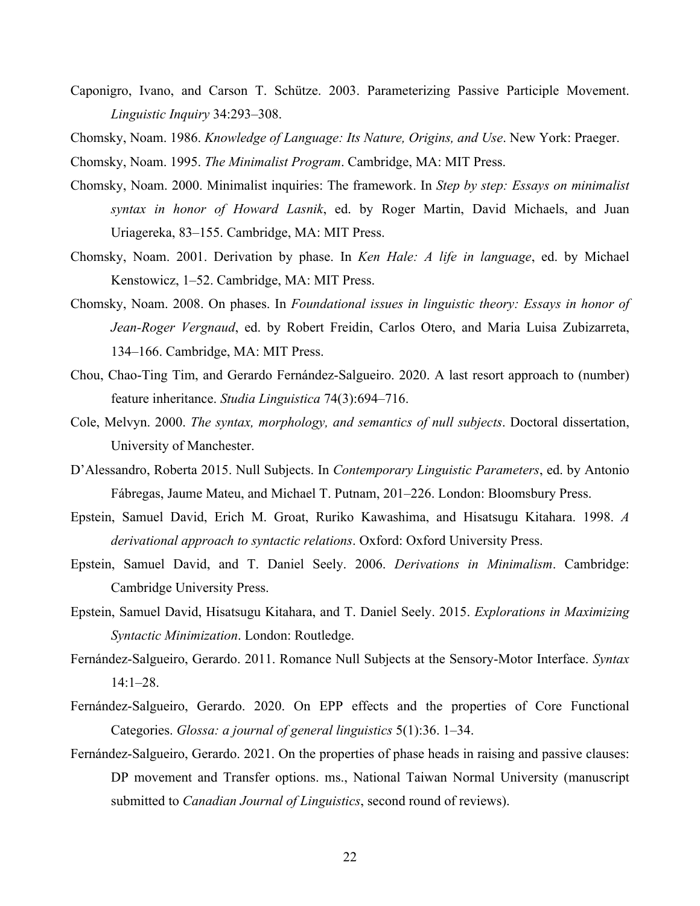Caponigro, Ivano, and Carson T. Schütze. 2003. Parameterizing Passive Participle Movement. *Linguistic Inquiry* 34:293–308.

Chomsky, Noam. 1986. *Knowledge of Language: Its Nature, Origins, and Use*. New York: Praeger.

Chomsky, Noam. 1995. *The Minimalist Program*. Cambridge, MA: MIT Press.

Chomsky, Noam. 2000. Minimalist inquiries: The framework. In *Step by step: Essays on minimalist syntax in honor of Howard Lasnik*, ed. by Roger Martin, David Michaels, and Juan Uriagereka, 83–155. Cambridge, MA: MIT Press.

Chomsky, Noam. 2001. Derivation by phase. In *Ken Hale: A life in language*, ed. by Michael Kenstowicz, 1–52. Cambridge, MA: MIT Press.

Chomsky, Noam. 2008. On phases. In *Foundational issues in linguistic theory: Essays in honor of Jean-Roger Vergnaud*, ed. by Robert Freidin, Carlos Otero, and Maria Luisa Zubizarreta, 134–166. Cambridge, MA: MIT Press.

Chou, Chao-Ting Tim, and Gerardo Fernández-Salgueiro. 2020. A last resort approach to (number) feature inheritance. *Studia Linguistica* 74(3):694–716.

Cole, Melvyn. 2000. *The syntax, morphology, and semantics of null subjects*. Doctoral dissertation, University of Manchester.

D'Alessandro, Roberta 2015. Null Subjects. In *Contemporary Linguistic Parameters*, ed. by Antonio Fábregas, Jaume Mateu, and Michael T. Putnam, 201–226. London: Bloomsbury Press.

Epstein, Samuel David, Erich M. Groat, Ruriko Kawashima, and Hisatsugu Kitahara. 1998. *A derivational approach to syntactic relations*. Oxford: Oxford University Press.

Epstein, Samuel David, and T. Daniel Seely. 2006. *Derivations in Minimalism*. Cambridge: Cambridge University Press.

Epstein, Samuel David, Hisatsugu Kitahara, and T. Daniel Seely. 2015. *Explorations in Maximizing Syntactic Minimization*. London: Routledge.

Fernández-Salgueiro, Gerardo. 2011. Romance Null Subjects at the Sensory-Motor Interface. *Syntax* 14:1–28.

Fernández-Salgueiro, Gerardo. 2020. On EPP effects and the properties of Core Functional Categories. *Glossa: a journal of general linguistics* 5(1):36. 1–34.

Fernández-Salgueiro, Gerardo. 2021. On the properties of phase heads in raising and passive clauses: DP movement and Transfer options. ms., National Taiwan Normal University (manuscript submitted to *Canadian Journal of Linguistics*, second round of reviews).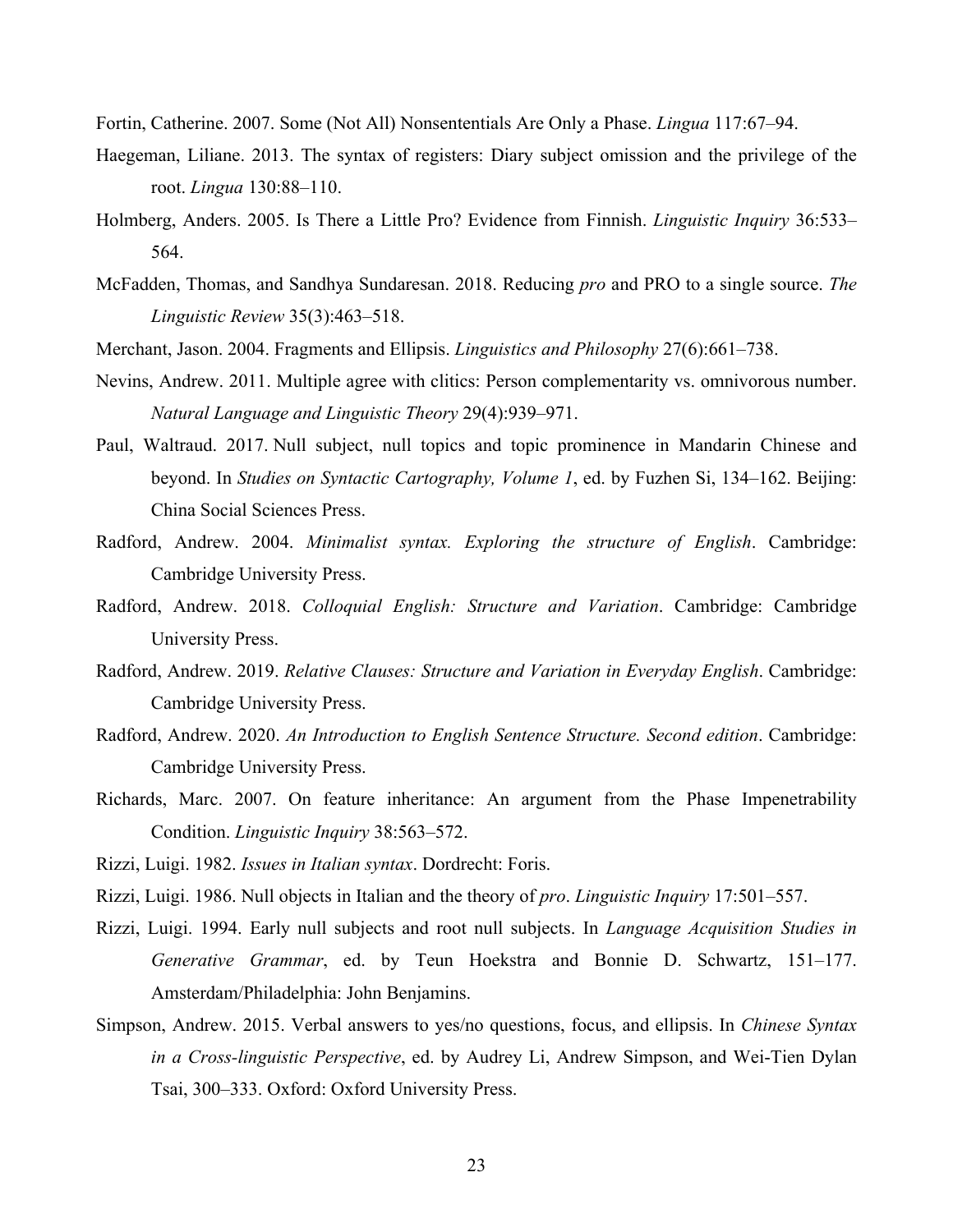Fortin, Catherine. 2007. Some (Not All) Nonsententials Are Only a Phase. *Lingua* 117:67–94.

Haegeman, Liliane. 2013. The syntax of registers: Diary subject omission and the privilege of the root. *Lingua* 130:88–110.

Holmberg, Anders. 2005. Is There a Little Pro? Evidence from Finnish. *Linguistic Inquiry* 36:533–564.

McFadden, Thomas, and Sandhya Sundaresan. 2018. Reducing *pro* and PRO to a single source. *The Linguistic Review* 35(3):463–518.

Merchant, Jason. 2004. Fragments and Ellipsis. *Linguistics and Philosophy* 27(6):661–738.

Nevins, Andrew. 2011. Multiple agree with clitics: Person complementarity vs. omnivorous number. *Natural Language and Linguistic Theory* 29(4):939–971.

Paul, Waltraud. 2017. Null subject, null topics and topic prominence in Mandarin Chinese and beyond. In *Studies on Syntactic Cartography, Volume 1*, ed. by Fuzhen Si, 134–162. Beijing: China Social Sciences Press.

Radford, Andrew. 2004. *Minimalist syntax. Exploring the structure of English*. Cambridge: Cambridge University Press.

Radford, Andrew. 2018. *Colloquial English: Structure and Variation*. Cambridge: Cambridge University Press.

Radford, Andrew. 2019. *Relative Clauses: Structure and Variation in Everyday English*. Cambridge: Cambridge University Press.

Radford, Andrew. 2020. *An Introduction to English Sentence Structure. Second edition*. Cambridge: Cambridge University Press.

Richards, Marc. 2007. On feature inheritance: An argument from the Phase Impenetrability Condition. *Linguistic Inquiry* 38:563–572.

Rizzi, Luigi. 1982. *Issues in Italian syntax*. Dordrecht: Foris.

Rizzi, Luigi. 1986. Null objects in Italian and the theory of *pro*. *Linguistic Inquiry* 17:501–557.

Rizzi, Luigi. 1994. Early null subjects and root null subjects. In *Language Acquisition Studies in Generative Grammar*, ed. by Teun Hoekstra and Bonnie D. Schwartz, 151–177. Amsterdam/Philadelphia: John Benjamins.

Simpson, Andrew. 2015. Verbal answers to yes/no questions, focus, and ellipsis. In *Chinese Syntax in a Cross-linguistic Perspective*, ed. by Audrey Li, Andrew Simpson, and Wei-Tien Dylan Tsai, 300–333. Oxford: Oxford University Press.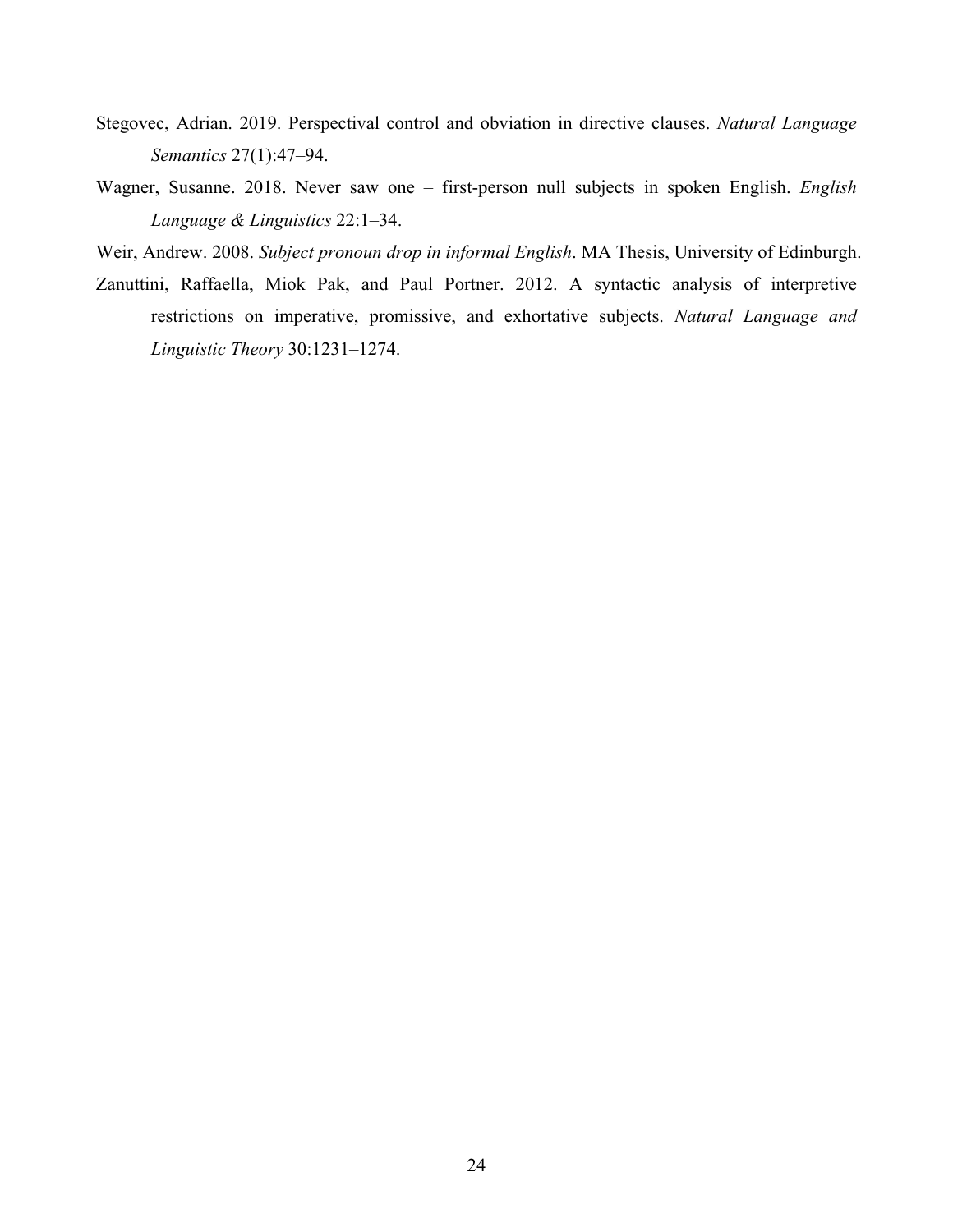Stegovec, Adrian. 2019. Perspectival control and obviation in directive clauses. *Natural Language Semantics* 27(1):47–94.

Wagner, Susanne. 2018. Never saw one – first-person null subjects in spoken English. *English Language & Linguistics* 22:1–34.

Weir, Andrew. 2008. *Subject pronoun drop in informal English*. MA Thesis, University of Edinburgh.

Zanuttini, Raffaella, Miok Pak, and Paul Portner. 2012. A syntactic analysis of interpretive restrictions on imperative, promissive, and exhortative subjects. *Natural Language and Linguistic Theory* 30:1231–1274.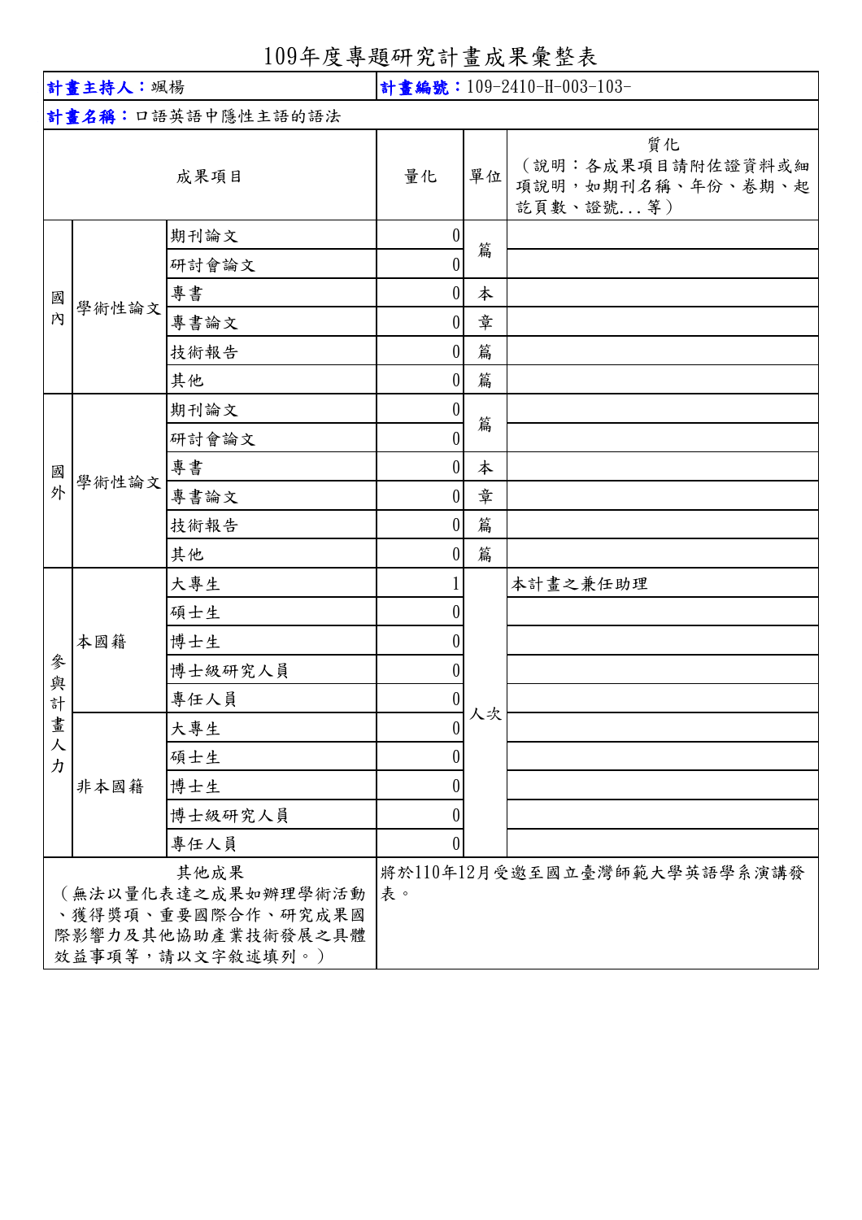# 109年度專題研究計畫成果彙整表

| | | | | | |
|---|---|---|---|---|---|
| **計畫主持人：**颯楊 | | | **計畫編號：**109-2410-H-003-103- | | |
| **計畫名稱：**口語英語中隱性主語的語法 | | | | | |
| 成果項目 | | | 量化 | 單位 | 質化（說明：各成果項目請附佐證資料或細項說明，如期刊名稱、年份、卷期、起訖頁數、證號...等） |
| 國內 | 學術性論文 | 期刊論文 | 0 | 篇 | |
| | | 研討會論文 | 0 | 篇 | |
| | | 專書 | 0 | 本 | |
| | | 專書論文 | 0 | 章 | |
| | | 技術報告 | 0 | 篇 | |
| | | 其他 | 0 | 篇 | |
| 國外 | 學術性論文 | 期刊論文 | 0 | 篇 | |
| | | 研討會論文 | 0 | 篇 | |
| | | 專書 | 0 | 本 | |
| | | 專書論文 | 0 | 章 | |
| | | 技術報告 | 0 | 篇 | |
| | | 其他 | 0 | 篇 | |
| 參與計畫人力 | 本國籍 | 大專生 | 1 | 人次 | 本計畫之兼任助理 |
| | | 碩士生 | 0 | 人次 | |
| | | 博士生 | 0 | 人次 | |
| | | 博士級研究人員 | 0 | 人次 | |
| | | 專任人員 | 0 | 人次 | |
| | 非本國籍 | 大專生 | 0 | 人次 | |
| | | 碩士生 | 0 | 人次 | |
| | | 博士生 | 0 | 人次 | |
| | | 博士級研究人員 | 0 | 人次 | |
| | | 專任人員 | 0 | 人次 | |
| 其他成果（無法以量化表達之成果如辦理學術活動、獲得獎項、重要國際合作、研究成果國際影響力及其他協助產業技術發展之具體效益事項等，請以文字敘述填列。） | | | 將於110年12月受邀至國立臺灣師範大學英語學系演講發表。 | | |